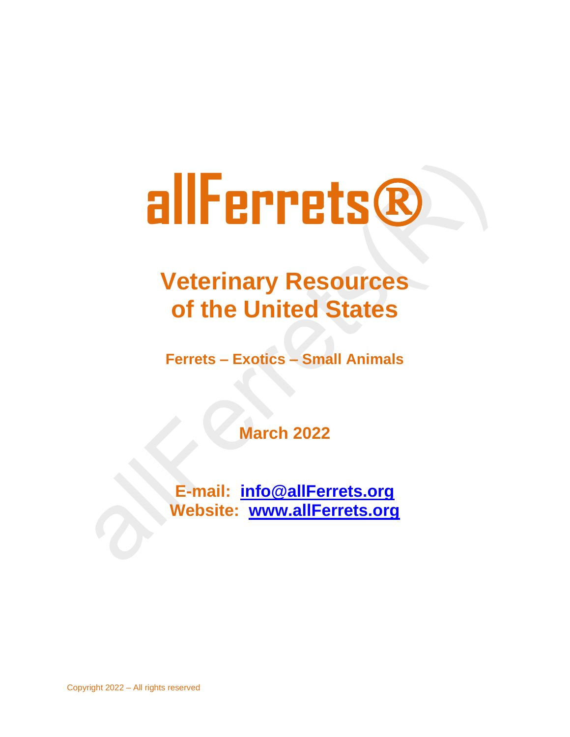# allFerrets®

## Veterinary Resources of the United States

**Ferrets – Exotics – Small Animals**

**March 2022**

**E-mail: [info@allFerrets.org](mailto:info@allFerrets.org)**
**Website: [www.allFerrets.org](http://www.allFerrets.org)**

Copyright 2022 – All rights reserved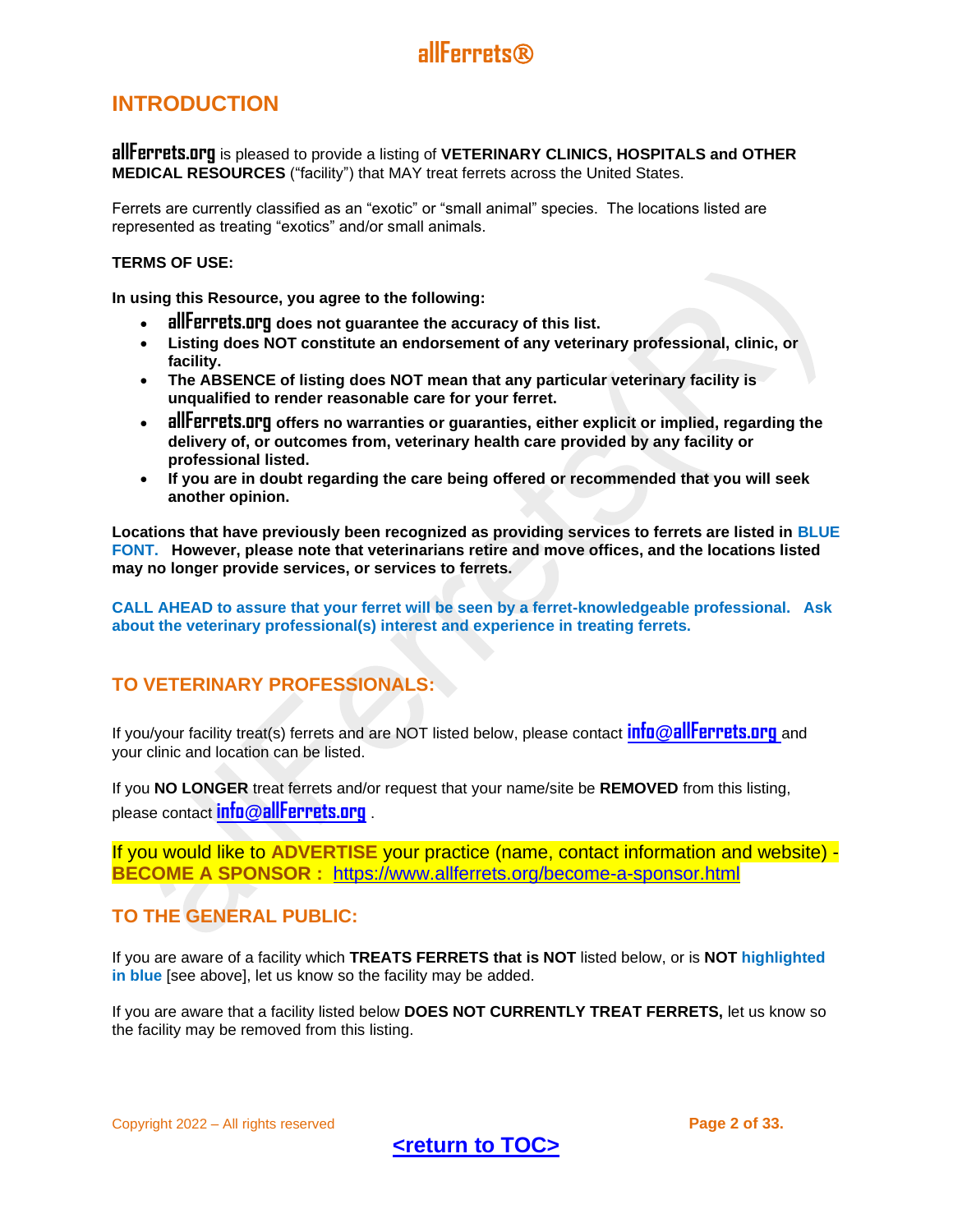# INTRODUCTION

**allFerrets.org** is pleased to provide a listing of **VETERINARY CLINICS, HOSPITALS and OTHER MEDICAL RESOURCES** ("facility") that MAY treat ferrets across the United States.

Ferrets are currently classified as an "exotic" or "small animal" species. The locations listed are represented as treating "exotics" and/or small animals.

**TERMS OF USE:**

**In using this Resource, you agree to the following:**

- **allFerrets.org does not guarantee the accuracy of this list.**
- **Listing does NOT constitute an endorsement of any veterinary professional, clinic, or facility.**
- **The ABSENCE of listing does NOT mean that any particular veterinary facility is unqualified to render reasonable care for your ferret.**
- **allFerrets.org offers no warranties or guaranties, either explicit or implied, regarding the delivery of, or outcomes from, veterinary health care provided by any facility or professional listed.**
- **If you are in doubt regarding the care being offered or recommended that you will seek another opinion.**

**Locations that have previously been recognized as providing services to ferrets are listed in BLUE FONT. However, please note that veterinarians retire and move offices, and the locations listed may no longer provide services, or services to ferrets.**

**CALL AHEAD to assure that your ferret will be seen by a ferret-knowledgeable professional. Ask about the veterinary professional(s) interest and experience in treating ferrets.**

## TO VETERINARY PROFESSIONALS:

If you/your facility treat(s) ferrets and are NOT listed below, please contact **info@allFerrets.org** and your clinic and location can be listed.

If you **NO LONGER** treat ferrets and/or request that your name/site be **REMOVED** from this listing, please contact **info@allFerrets.org** .

If you would like to **ADVERTISE** your practice (name, contact information and website) - **BECOME A SPONSOR :** https://www.allferrets.org/become-a-sponsor.html

## TO THE GENERAL PUBLIC:

If you are aware of a facility which **TREATS FERRETS that is NOT** listed below, or is **NOT highlighted in blue** [see above], let us know so the facility may be added.

If you are aware that a facility listed below **DOES NOT CURRENTLY TREAT FERRETS,** let us know so the facility may be removed from this listing.

**<return to TOC>**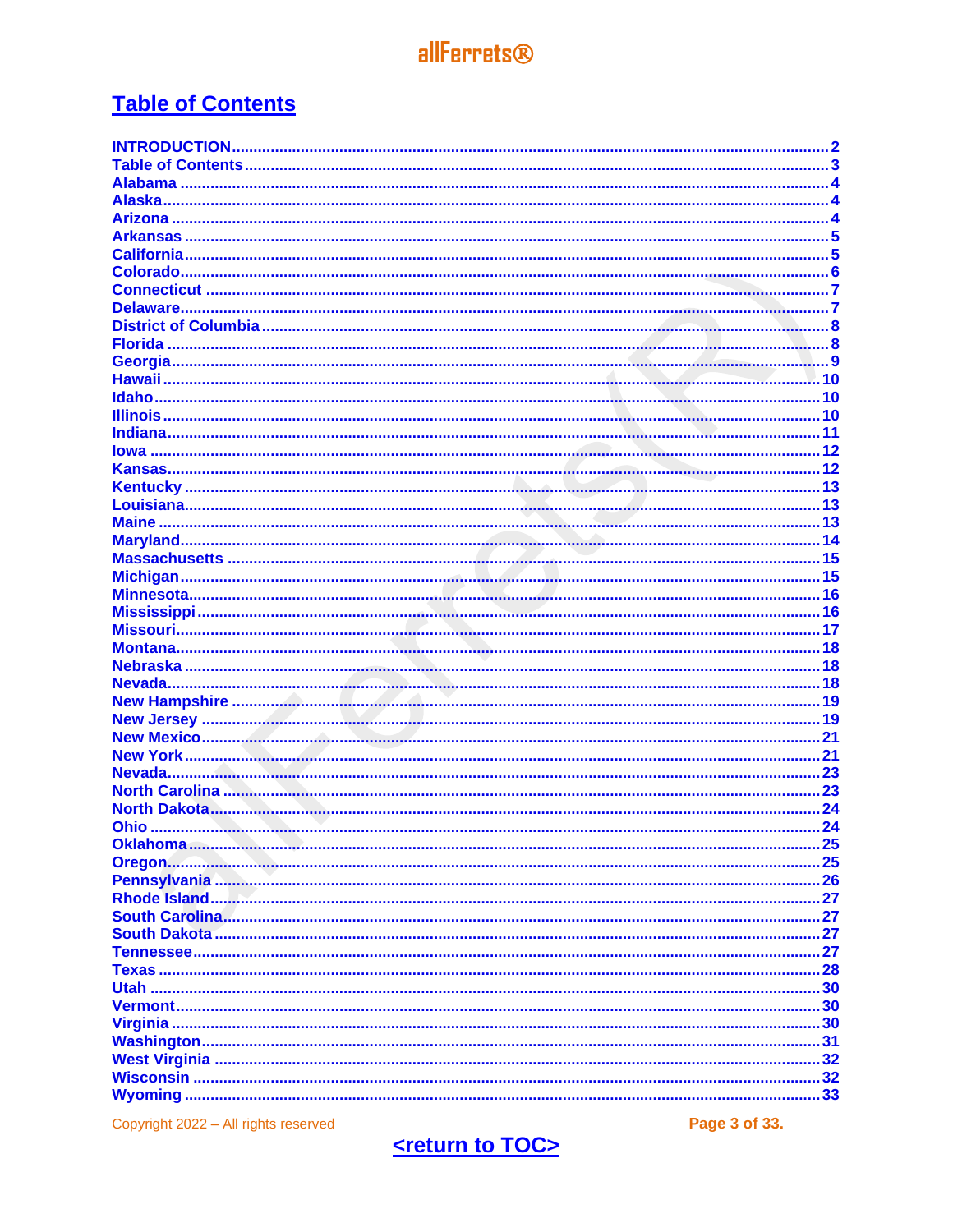# Table of Contents

INTRODUCTION........2
Table of Contents........3
Alabama........4
Alaska........4
Arizona........4
Arkansas........5
California........5
Colorado........6
Connecticut........7
Delaware........7
District of Columbia........8
Florida........8
Georgia........9
Hawaii........10
Idaho........10
Illinois........10
Indiana........11
Iowa........12
Kansas........12
Kentucky........13
Louisiana........13
Maine........13
Maryland........14
Massachusetts........15
Michigan........15
Minnesota........16
Mississippi........16
Missouri........17
Montana........18
Nebraska........18
Nevada........18
New Hampshire........19
New Jersey........19
New Mexico........21
New York........21
Nevada........23
North Carolina........23
North Dakota........24
Ohio........24
Oklahoma........25
Oregon........25
Pennsylvania........26
Rhode Island........27
South Carolina........27
South Dakota........27
Tennessee........27
Texas........28
Utah........30
Vermont........30
Virginia........30
Washington........31
West Virginia........32
Wisconsin........32
Wyoming........33

Copyright 2022 – All rights reserved

<return to TOC>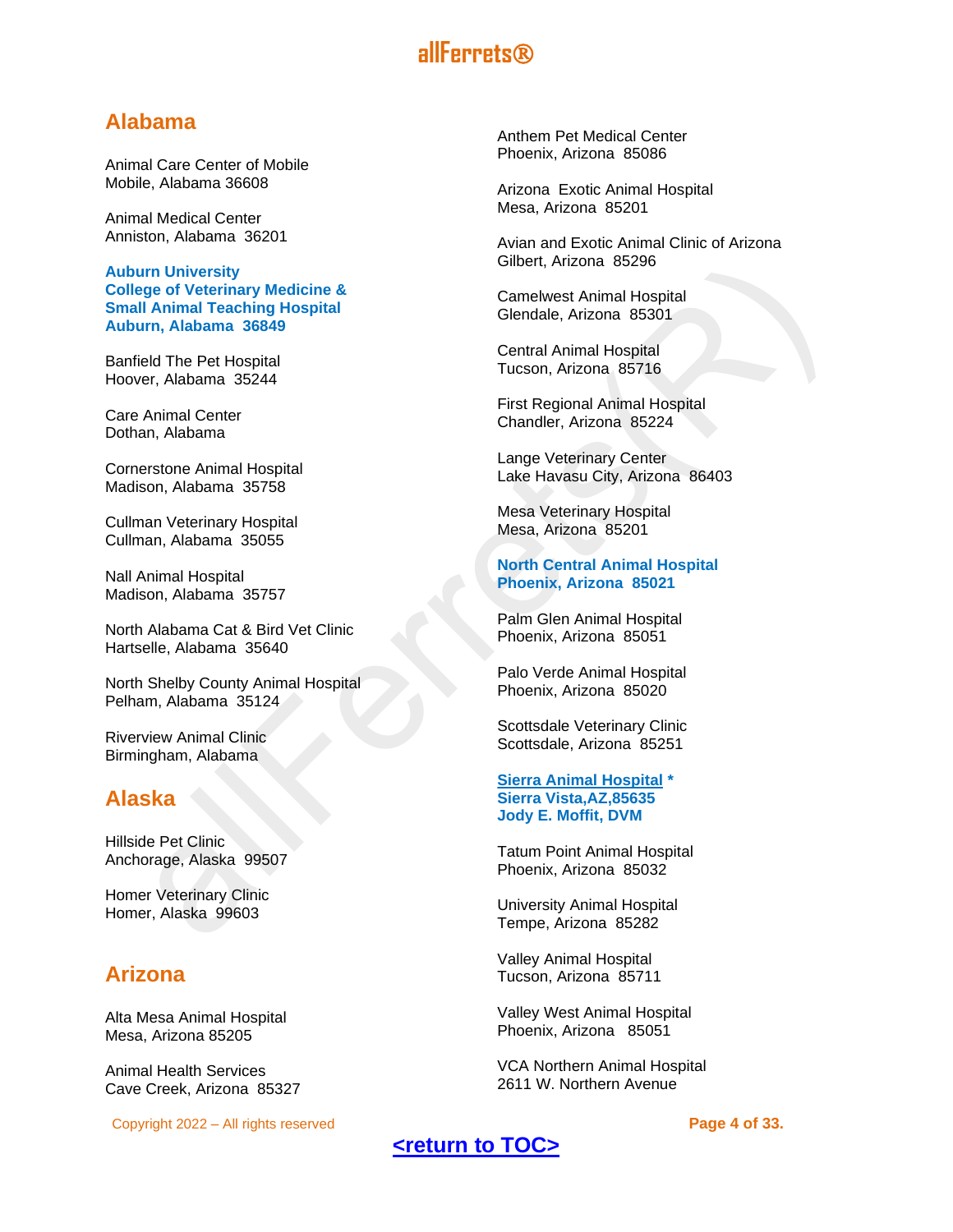## Alabama

Animal Care Center of Mobile
Mobile, Alabama 36608

Animal Medical Center
Anniston, Alabama  36201

**Auburn University
College of Veterinary Medicine &
Small Animal Teaching Hospital
Auburn, Alabama  36849**

Banfield The Pet Hospital
Hoover, Alabama  35244

Care Animal Center
Dothan, Alabama

Cornerstone Animal Hospital
Madison, Alabama  35758

Cullman Veterinary Hospital
Cullman, Alabama  35055

Nall Animal Hospital
Madison, Alabama  35757

North Alabama Cat & Bird Vet Clinic
Hartselle, Alabama  35640

North Shelby County Animal Hospital
Pelham, Alabama  35124

Riverview Animal Clinic
Birmingham, Alabama

## Alaska

Hillside Pet Clinic
Anchorage, Alaska  99507

Homer Veterinary Clinic
Homer, Alaska  99603

## Arizona

Alta Mesa Animal Hospital
Mesa, Arizona 85205

Animal Health Services
Cave Creek, Arizona  85327

Anthem Pet Medical Center
Phoenix, Arizona  85086

Arizona  Exotic Animal Hospital
Mesa, Arizona  85201

Avian and Exotic Animal Clinic of Arizona
Gilbert, Arizona  85296

Camelwest Animal Hospital
Glendale, Arizona  85301

Central Animal Hospital
Tucson, Arizona  85716

First Regional Animal Hospital
Chandler, Arizona  85224

Lange Veterinary Center
Lake Havasu City, Arizona  86403

Mesa Veterinary Hospital
Mesa, Arizona  85201

**North Central Animal Hospital
Phoenix, Arizona  85021**

Palm Glen Animal Hospital
Phoenix, Arizona  85051

Palo Verde Animal Hospital
Phoenix, Arizona  85020

Scottsdale Veterinary Clinic
Scottsdale, Arizona  85251

**Sierra Animal Hospital ***
**Sierra Vista,AZ,85635
Jody E. Moffit, DVM**

Tatum Point Animal Hospital
Phoenix, Arizona  85032

University Animal Hospital
Tempe, Arizona  85282

Valley Animal Hospital
Tucson, Arizona  85711

Valley West Animal Hospital
Phoenix, Arizona   85051

VCA Northern Animal Hospital
2611 W. Northern Avenue

<return to TOC>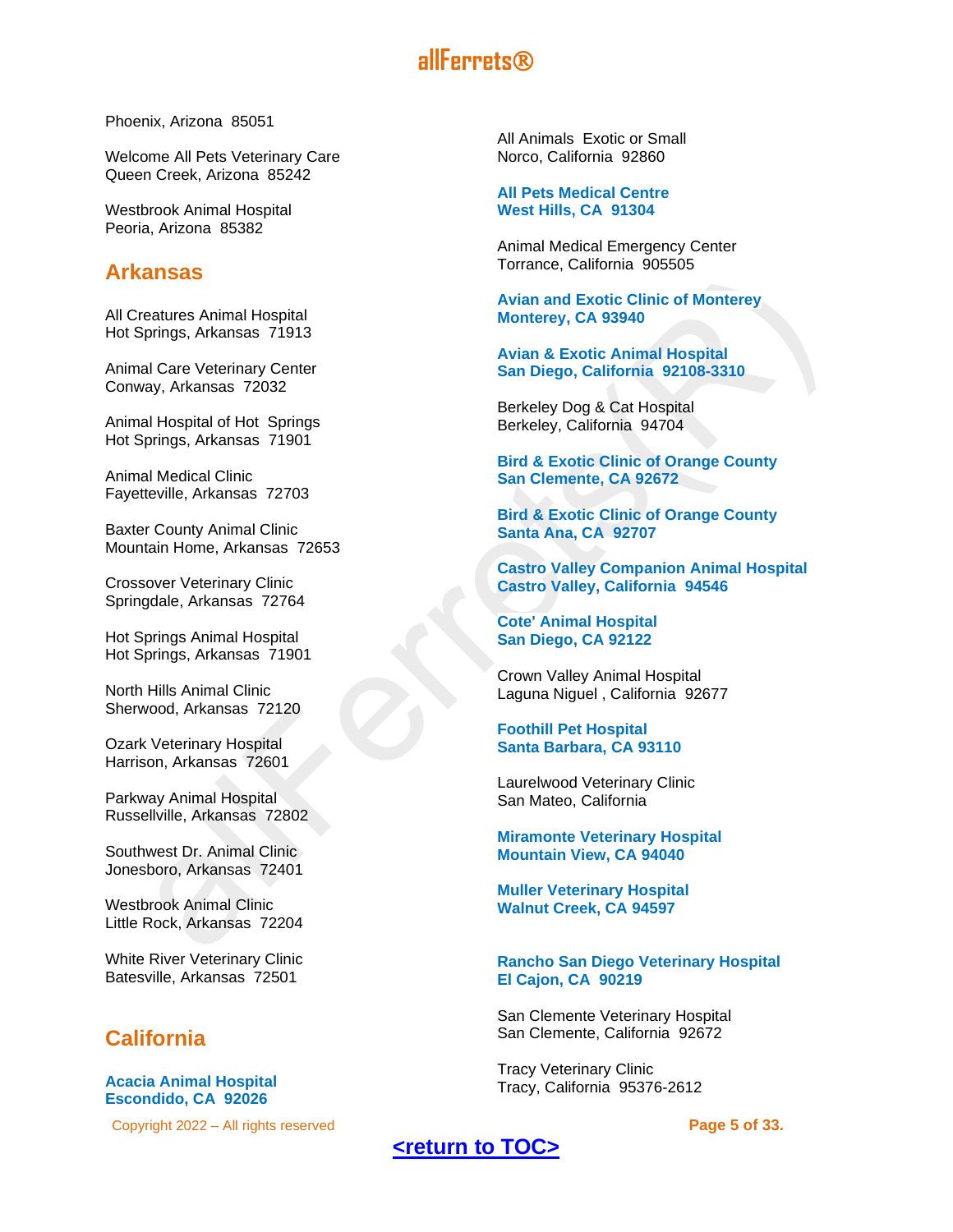Phoenix, Arizona 85051

Welcome All Pets Veterinary Care
Queen Creek, Arizona 85242

Westbrook Animal Hospital
Peoria, Arizona 85382

## Arkansas

All Creatures Animal Hospital
Hot Springs, Arkansas 71913

Animal Care Veterinary Center
Conway, Arkansas 72032

Animal Hospital of Hot Springs
Hot Springs, Arkansas 71901

Animal Medical Clinic
Fayetteville, Arkansas 72703

Baxter County Animal Clinic
Mountain Home, Arkansas 72653

Crossover Veterinary Clinic
Springdale, Arkansas 72764

Hot Springs Animal Hospital
Hot Springs, Arkansas 71901

North Hills Animal Clinic
Sherwood, Arkansas 72120

Ozark Veterinary Hospital
Harrison, Arkansas 72601

Parkway Animal Hospital
Russellville, Arkansas 72802

Southwest Dr. Animal Clinic
Jonesboro, Arkansas 72401

Westbrook Animal Clinic
Little Rock, Arkansas 72204

White River Veterinary Clinic
Batesville, Arkansas 72501

## California

**Acacia Animal Hospital**
**Escondido, CA 92026**

All Animals Exotic or Small
Norco, California 92860

**All Pets Medical Centre**
**West Hills, CA 91304**

Animal Medical Emergency Center
Torrance, California 905505

**Avian and Exotic Clinic of Monterey**
**Monterey, CA 93940**

**Avian & Exotic Animal Hospital**
**San Diego, California 92108-3310**

Berkeley Dog & Cat Hospital
Berkeley, California 94704

**Bird & Exotic Clinic of Orange County**
**San Clemente, CA 92672**

**Bird & Exotic Clinic of Orange County**
**Santa Ana, CA 92707**

**Castro Valley Companion Animal Hospital**
**Castro Valley, California 94546**

**Cote' Animal Hospital**
**San Diego, CA 92122**

Crown Valley Animal Hospital
Laguna Niguel , California 92677

**Foothill Pet Hospital**
**Santa Barbara, CA 93110**

Laurelwood Veterinary Clinic
San Mateo, California

**Miramonte Veterinary Hospital**
**Mountain View, CA 94040**

**Muller Veterinary Hospital**
**Walnut Creek, CA 94597**

**Rancho San Diego Veterinary Hospital**
**El Cajon, CA 90219**

San Clemente Veterinary Hospital
San Clemente, California 92672

Tracy Veterinary Clinic
Tracy, California 95376-2612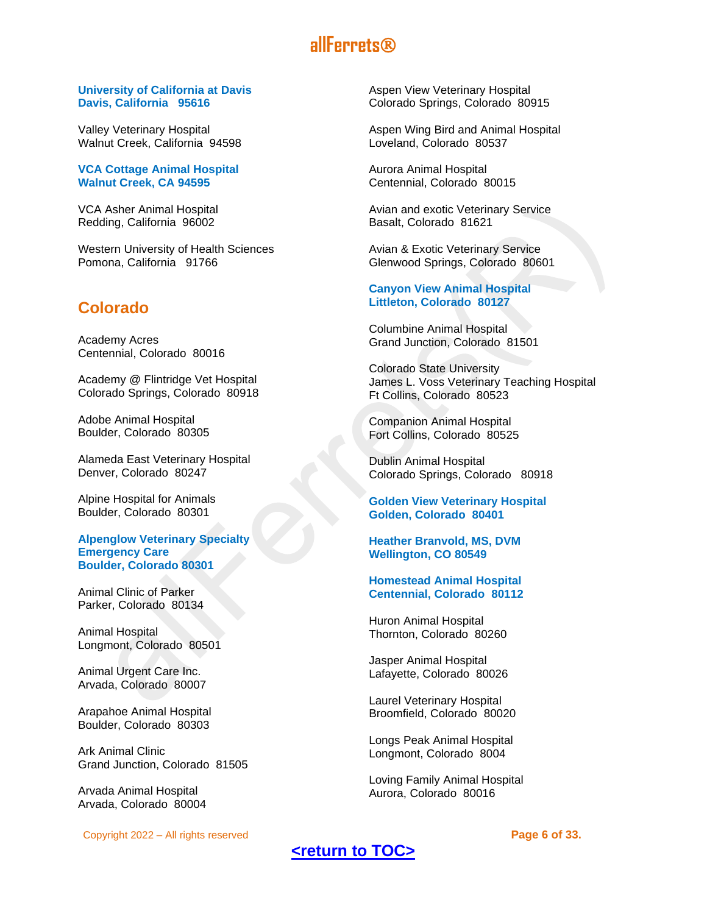**University of California at Davis**
**Davis, California 95616**

Valley Veterinary Hospital
Walnut Creek, California 94598

**VCA Cottage Animal Hospital**
**Walnut Creek, CA 94595**

VCA Asher Animal Hospital
Redding, California 96002

Western University of Health Sciences
Pomona, California 91766

## Colorado

Academy Acres
Centennial, Colorado 80016

Academy @ Flintridge Vet Hospital
Colorado Springs, Colorado 80918

Adobe Animal Hospital
Boulder, Colorado 80305

Alameda East Veterinary Hospital
Denver, Colorado 80247

Alpine Hospital for Animals
Boulder, Colorado 80301

**Alpenglow Veterinary Specialty Emergency Care**
**Boulder, Colorado 80301**

Animal Clinic of Parker
Parker, Colorado 80134

Animal Hospital
Longmont, Colorado 80501

Animal Urgent Care Inc.
Arvada, Colorado 80007

Arapahoe Animal Hospital
Boulder, Colorado 80303

Ark Animal Clinic
Grand Junction, Colorado 81505

Arvada Animal Hospital
Arvada, Colorado 80004

Aspen View Veterinary Hospital
Colorado Springs, Colorado 80915

Aspen Wing Bird and Animal Hospital
Loveland, Colorado 80537

Aurora Animal Hospital
Centennial, Colorado 80015

Avian and exotic Veterinary Service
Basalt, Colorado 81621

Avian & Exotic Veterinary Service
Glenwood Springs, Colorado 80601

**Canyon View Animal Hospital**
**Littleton, Colorado 80127**

Columbine Animal Hospital
Grand Junction, Colorado 81501

Colorado State University
James L. Voss Veterinary Teaching Hospital
Ft Collins, Colorado 80523

Companion Animal Hospital
Fort Collins, Colorado 80525

Dublin Animal Hospital
Colorado Springs, Colorado 80918

**Golden View Veterinary Hospital**
**Golden, Colorado 80401**

**Heather Branvold, MS, DVM**
**Wellington, CO 80549**

**Homestead Animal Hospital**
**Centennial, Colorado 80112**

Huron Animal Hospital
Thornton, Colorado 80260

Jasper Animal Hospital
Lafayette, Colorado 80026

Laurel Veterinary Hospital
Broomfield, Colorado 80020

Longs Peak Animal Hospital
Longmont, Colorado 8004

Loving Family Animal Hospital
Aurora, Colorado 80016

<return to TOC>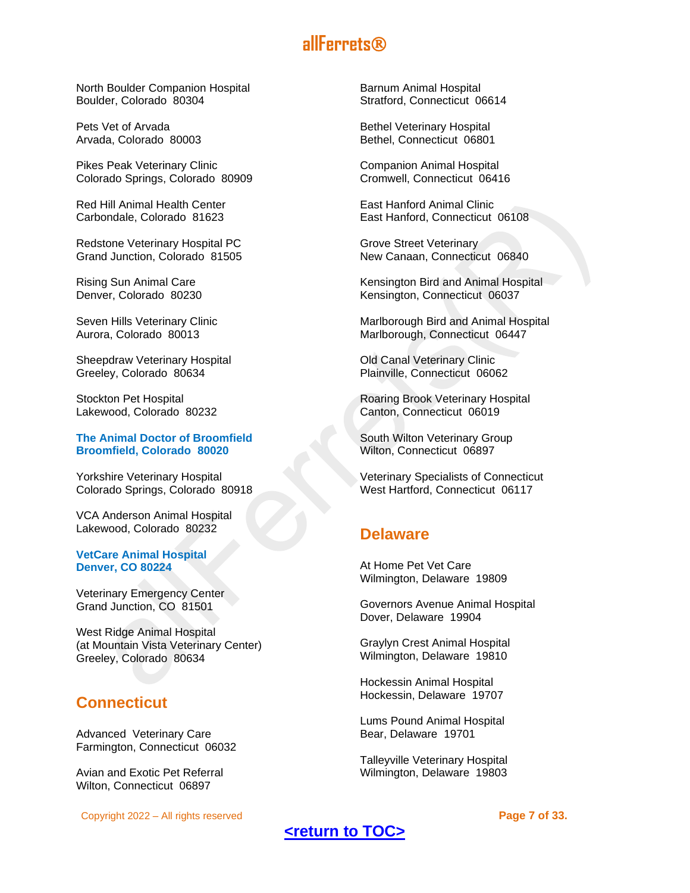North Boulder Companion Hospital
Boulder, Colorado  80304

Pets Vet of Arvada
Arvada, Colorado  80003

Pikes Peak Veterinary Clinic
Colorado Springs, Colorado  80909

Red Hill Animal Health Center
Carbondale, Colorado  81623

Redstone Veterinary Hospital PC
Grand Junction, Colorado  81505

Rising Sun Animal Care
Denver, Colorado  80230

Seven Hills Veterinary Clinic
Aurora, Colorado  80013

Sheepdraw Veterinary Hospital
Greeley, Colorado  80634

Stockton Pet Hospital
Lakewood, Colorado  80232

**The Animal Doctor of Broomfield**
**Broomfield, Colorado  80020**

Yorkshire Veterinary Hospital
Colorado Springs, Colorado  80918

VCA Anderson Animal Hospital
Lakewood, Colorado  80232

**VetCare Animal Hospital**
**Denver, CO 80224**

Veterinary Emergency Center
Grand Junction, CO  81501

West Ridge Animal Hospital
(at Mountain Vista Veterinary Center)
Greeley, Colorado  80634

## Connecticut

Advanced  Veterinary Care
Farmington, Connecticut  06032

Avian and Exotic Pet Referral
Wilton, Connecticut  06897

Barnum Animal Hospital
Stratford, Connecticut  06614

Bethel Veterinary Hospital
Bethel, Connecticut  06801

Companion Animal Hospital
Cromwell, Connecticut  06416

East Hanford Animal Clinic
East Hanford, Connecticut  06108

Grove Street Veterinary
New Canaan, Connecticut  06840

Kensington Bird and Animal Hospital
Kensington, Connecticut  06037

Marlborough Bird and Animal Hospital
Marlborough, Connecticut  06447

Old Canal Veterinary Clinic
Plainville, Connecticut  06062

Roaring Brook Veterinary Hospital
Canton, Connecticut  06019

South Wilton Veterinary Group
Wilton, Connecticut  06897

Veterinary Specialists of Connecticut
West Hartford, Connecticut  06117

## Delaware

At Home Pet Vet Care
Wilmington, Delaware  19809

Governors Avenue Animal Hospital
Dover, Delaware  19904

Graylyn Crest Animal Hospital
Wilmington, Delaware  19810

Hockessin Animal Hospital
Hockessin, Delaware  19707

Lums Pound Animal Hospital
Bear, Delaware  19701

Talleyville Veterinary Hospital
Wilmington, Delaware  19803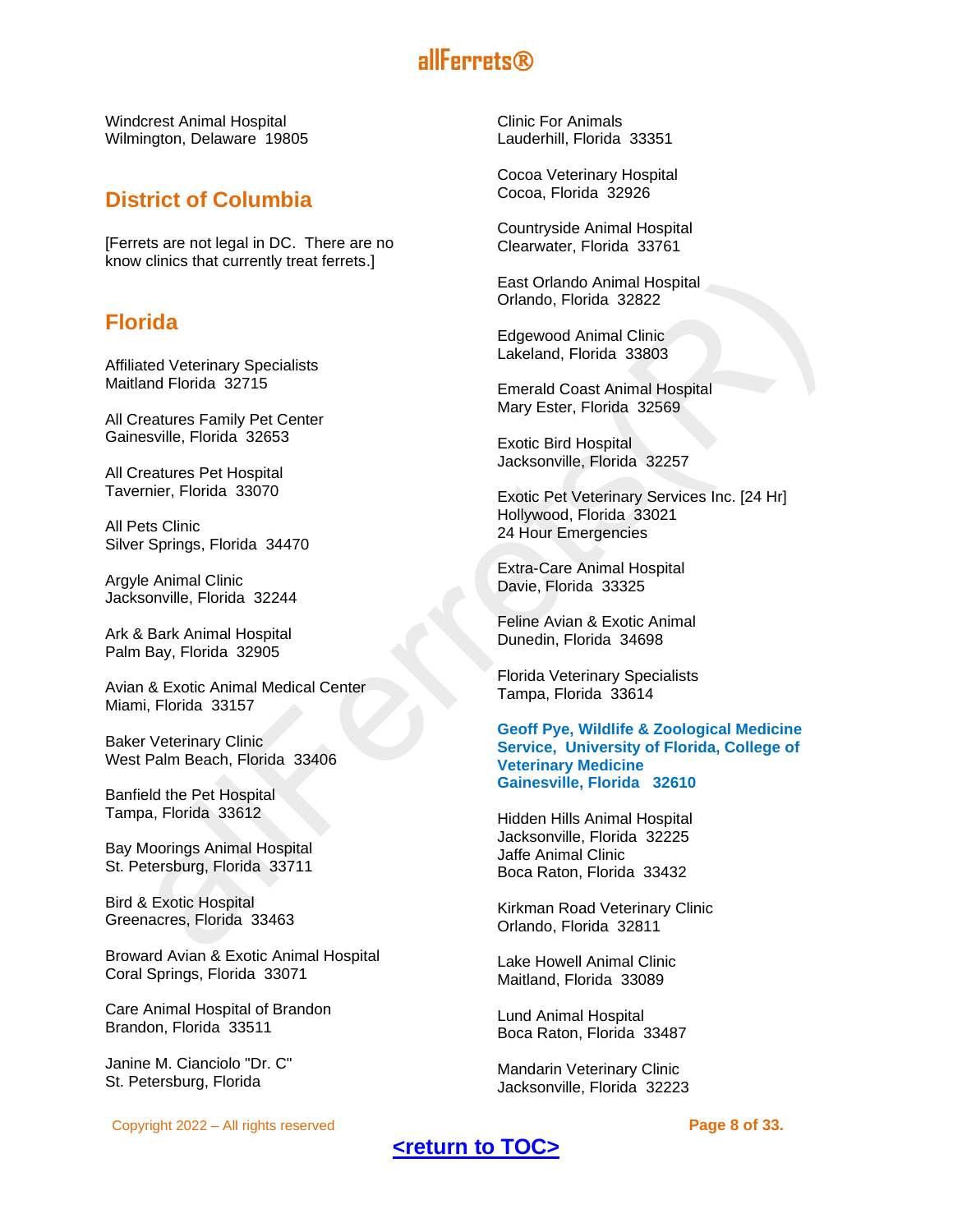Windcrest Animal Hospital
Wilmington, Delaware 19805

## District of Columbia

[Ferrets are not legal in DC. There are no know clinics that currently treat ferrets.]

## Florida

Affiliated Veterinary Specialists
Maitland Florida 32715

All Creatures Family Pet Center
Gainesville, Florida 32653

All Creatures Pet Hospital
Tavernier, Florida 33070

All Pets Clinic
Silver Springs, Florida 34470

Argyle Animal Clinic
Jacksonville, Florida 32244

Ark & Bark Animal Hospital
Palm Bay, Florida 32905

Avian & Exotic Animal Medical Center
Miami, Florida 33157

Baker Veterinary Clinic
West Palm Beach, Florida 33406

Banfield the Pet Hospital
Tampa, Florida 33612

Bay Moorings Animal Hospital
St. Petersburg, Florida 33711

Bird & Exotic Hospital
Greenacres, Florida 33463

Broward Avian & Exotic Animal Hospital
Coral Springs, Florida 33071

Care Animal Hospital of Brandon
Brandon, Florida 33511

Janine M. Cianciolo "Dr. C"
St. Petersburg, Florida

Clinic For Animals
Lauderhill, Florida 33351

Cocoa Veterinary Hospital
Cocoa, Florida 32926

Countryside Animal Hospital
Clearwater, Florida 33761

East Orlando Animal Hospital
Orlando, Florida 32822

Edgewood Animal Clinic
Lakeland, Florida 33803

Emerald Coast Animal Hospital
Mary Ester, Florida 32569

Exotic Bird Hospital
Jacksonville, Florida 32257

Exotic Pet Veterinary Services Inc. [24 Hr]
Hollywood, Florida 33021
24 Hour Emergencies

Extra-Care Animal Hospital
Davie, Florida 33325

Feline Avian & Exotic Animal
Dunedin, Florida 34698

Florida Veterinary Specialists
Tampa, Florida 33614

**Geoff Pye, Wildlife & Zoological Medicine Service, University of Florida, College of Veterinary Medicine
Gainesville, Florida 32610**

Hidden Hills Animal Hospital
Jacksonville, Florida 32225
Jaffe Animal Clinic
Boca Raton, Florida 33432

Kirkman Road Veterinary Clinic
Orlando, Florida 32811

Lake Howell Animal Clinic
Maitland, Florida 33089

Lund Animal Hospital
Boca Raton, Florida 33487

Mandarin Veterinary Clinic
Jacksonville, Florida 32223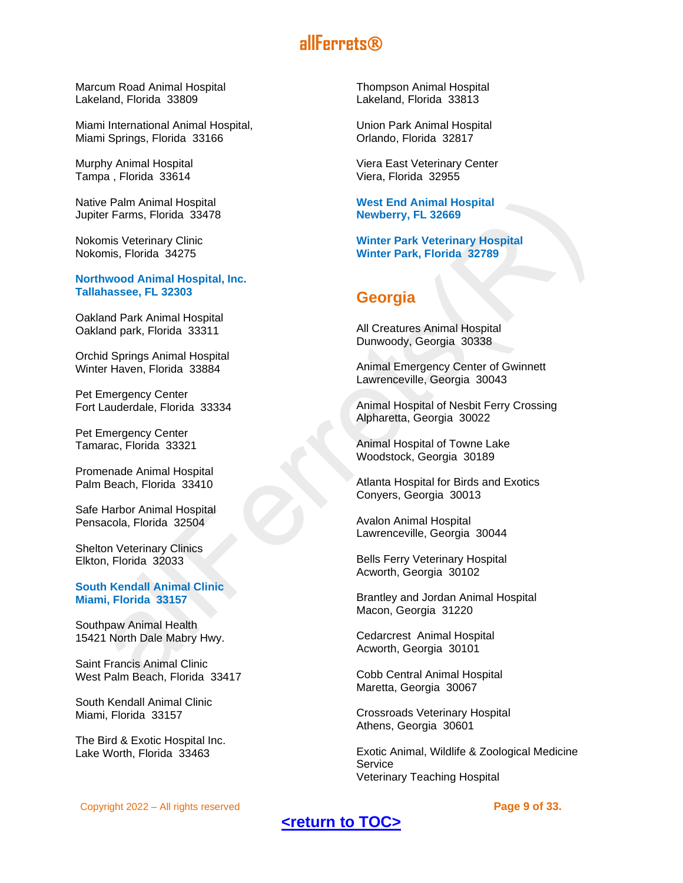Marcum Road Animal Hospital
Lakeland, Florida  33809

Miami International Animal Hospital,
Miami Springs, Florida  33166

Murphy Animal Hospital
Tampa , Florida  33614

Native Palm Animal Hospital
Jupiter Farms, Florida  33478

Nokomis Veterinary Clinic
Nokomis, Florida  34275

**Northwood Animal Hospital, Inc.**
**Tallahassee, FL 32303**

Oakland Park Animal Hospital
Oakland park, Florida  33311

Orchid Springs Animal Hospital
Winter Haven, Florida  33884

Pet Emergency Center
Fort Lauderdale, Florida  33334

Pet Emergency Center
Tamarac, Florida  33321

Promenade Animal Hospital
Palm Beach, Florida  33410

Safe Harbor Animal Hospital
Pensacola, Florida  32504

Shelton Veterinary Clinics
Elkton, Florida  32033

**South Kendall Animal Clinic**
**Miami, Florida  33157**

Southpaw Animal Health
15421 North Dale Mabry Hwy.

Saint Francis Animal Clinic
West Palm Beach, Florida  33417

South Kendall Animal Clinic
Miami, Florida  33157

The Bird & Exotic Hospital Inc.
Lake Worth, Florida  33463

Thompson Animal Hospital
Lakeland, Florida  33813

Union Park Animal Hospital
Orlando, Florida  32817

Viera East Veterinary Center
Viera, Florida  32955

**West End Animal Hospital**
**Newberry, FL 32669**

**Winter Park Veterinary Hospital**
**Winter Park, Florida  32789**

## Georgia

All Creatures Animal Hospital
Dunwoody, Georgia  30338

Animal Emergency Center of Gwinnett
Lawrenceville, Georgia  30043

Animal Hospital of Nesbit Ferry Crossing
Alpharetta, Georgia  30022

Animal Hospital of Towne Lake
Woodstock, Georgia  30189

Atlanta Hospital for Birds and Exotics
Conyers, Georgia  30013

Avalon Animal Hospital
Lawrenceville, Georgia  30044

Bells Ferry Veterinary Hospital
Acworth, Georgia  30102

Brantley and Jordan Animal Hospital
Macon, Georgia  31220

Cedarcrest  Animal Hospital
Acworth, Georgia  30101

Cobb Central Animal Hospital
Maretta, Georgia  30067

Crossroads Veterinary Hospital
Athens, Georgia  30601

Exotic Animal, Wildlife & Zoological Medicine Service
Veterinary Teaching Hospital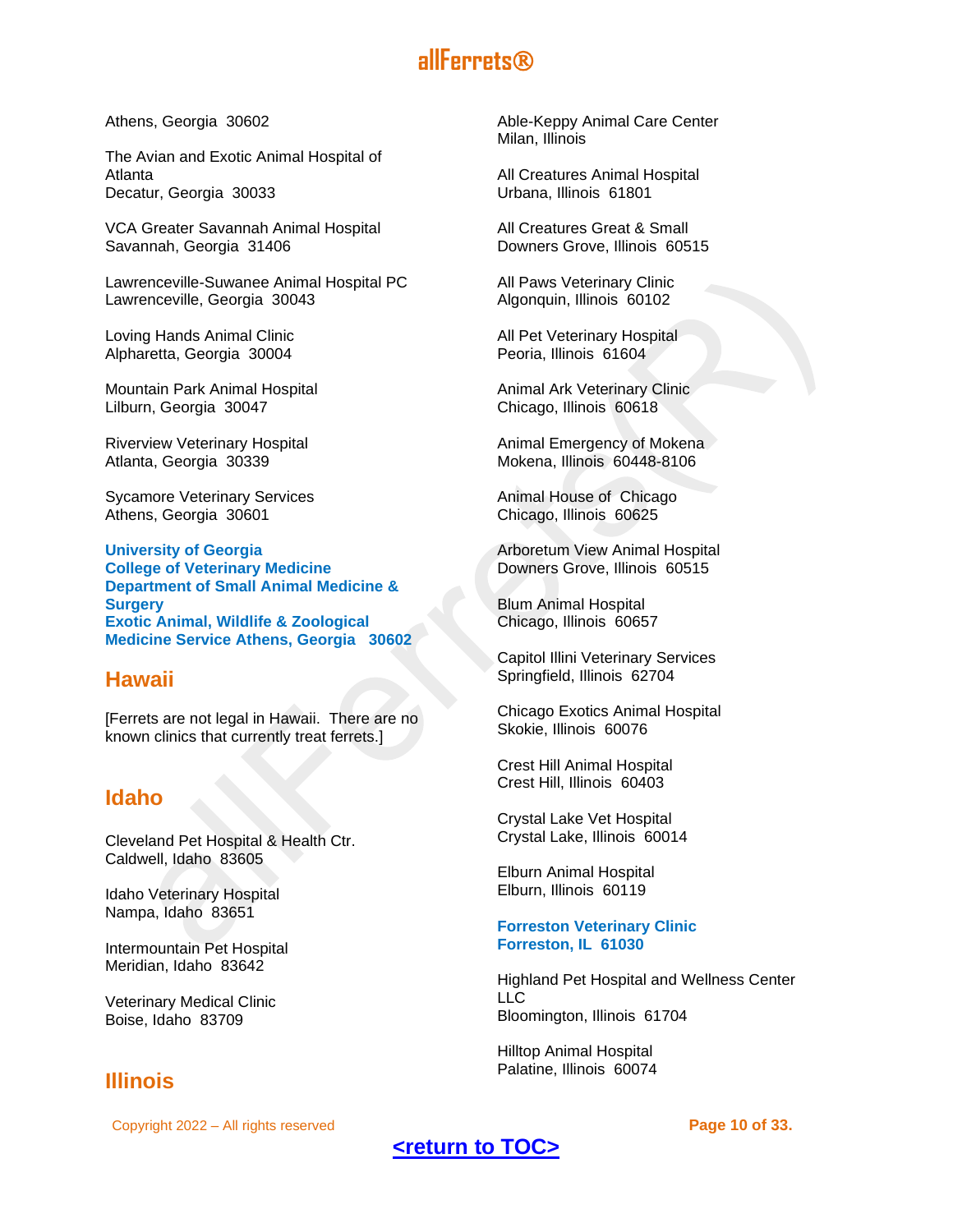Athens, Georgia  30602

The Avian and Exotic Animal Hospital of Atlanta
Decatur, Georgia  30033

VCA Greater Savannah Animal Hospital
Savannah, Georgia  31406

Lawrenceville-Suwanee Animal Hospital PC
Lawrenceville, Georgia  30043

Loving Hands Animal Clinic
Alpharetta, Georgia  30004

Mountain Park Animal Hospital
Lilburn, Georgia  30047

Riverview Veterinary Hospital
Atlanta, Georgia  30339

Sycamore Veterinary Services
Athens, Georgia  30601

**University of Georgia**
**College of Veterinary Medicine**
**Department of Small Animal Medicine & Surgery**
**Exotic Animal, Wildlife & Zoological Medicine Service Athens, Georgia  30602**

## Hawaii

[Ferrets are not legal in Hawaii.  There are no known clinics that currently treat ferrets.]

## Idaho

Cleveland Pet Hospital & Health Ctr.
Caldwell, Idaho  83605

Idaho Veterinary Hospital
Nampa, Idaho  83651

Intermountain Pet Hospital
Meridian, Idaho  83642

Veterinary Medical Clinic
Boise, Idaho  83709

## Illinois

Able-Keppy Animal Care Center
Milan, Illinois

All Creatures Animal Hospital
Urbana, Illinois  61801

All Creatures Great & Small
Downers Grove, Illinois  60515

All Paws Veterinary Clinic
Algonquin, Illinois  60102

All Pet Veterinary Hospital
Peoria, Illinois  61604

Animal Ark Veterinary Clinic
Chicago, Illinois  60618

Animal Emergency of Mokena
Mokena, Illinois  60448-8106

Animal House of  Chicago
Chicago, Illinois  60625

Arboretum View Animal Hospital
Downers Grove, Illinois  60515

Blum Animal Hospital
Chicago, Illinois  60657

Capitol Illini Veterinary Services
Springfield, Illinois  62704

Chicago Exotics Animal Hospital
Skokie, Illinois  60076

Crest Hill Animal Hospital
Crest Hill, Illinois  60403

Crystal Lake Vet Hospital
Crystal Lake, Illinois  60014

Elburn Animal Hospital
Elburn, Illinois  60119

**Forreston Veterinary Clinic**
**Forreston, IL  61030**

Highland Pet Hospital and Wellness Center LLC
Bloomington, Illinois  61704

Hilltop Animal Hospital
Palatine, Illinois  60074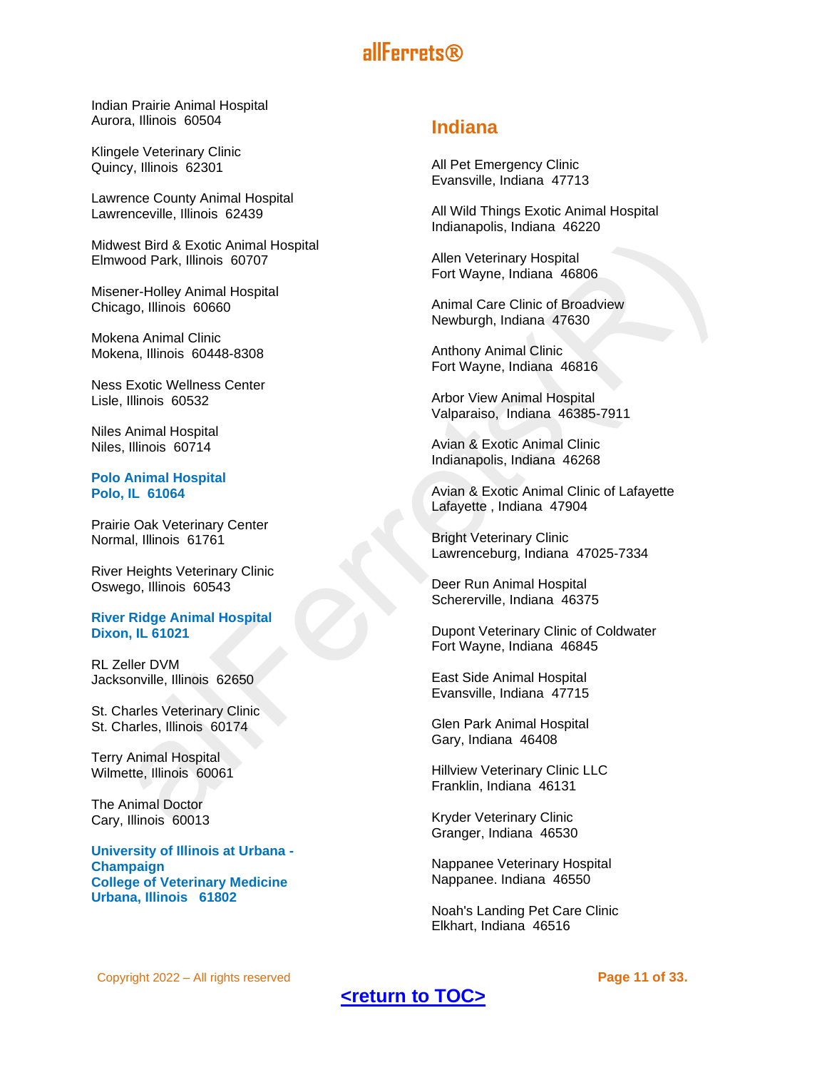Indian Prairie Animal Hospital
Aurora, Illinois 60504

Klingele Veterinary Clinic
Quincy, Illinois 62301

Lawrence County Animal Hospital
Lawrenceville, Illinois 62439

Midwest Bird & Exotic Animal Hospital
Elmwood Park, Illinois 60707

Misener-Holley Animal Hospital
Chicago, Illinois 60660

Mokena Animal Clinic
Mokena, Illinois 60448-8308

Ness Exotic Wellness Center
Lisle, Illinois 60532

Niles Animal Hospital
Niles, Illinois 60714

**Polo Animal Hospital**
**Polo, IL 61064**

Prairie Oak Veterinary Center
Normal, Illinois 61761

River Heights Veterinary Clinic
Oswego, Illinois 60543

**River Ridge Animal Hospital**
**Dixon, IL 61021**

RL Zeller DVM
Jacksonville, Illinois 62650

St. Charles Veterinary Clinic
St. Charles, Illinois 60174

Terry Animal Hospital
Wilmette, Illinois 60061

The Animal Doctor
Cary, Illinois 60013

**University of Illinois at Urbana - Champaign**
**College of Veterinary Medicine**
**Urbana, Illinois 61802**

## Indiana

All Pet Emergency Clinic
Evansville, Indiana 47713

All Wild Things Exotic Animal Hospital
Indianapolis, Indiana 46220

Allen Veterinary Hospital
Fort Wayne, Indiana 46806

Animal Care Clinic of Broadview
Newburgh, Indiana 47630

Anthony Animal Clinic
Fort Wayne, Indiana 46816

Arbor View Animal Hospital
Valparaiso, Indiana 46385-7911

Avian & Exotic Animal Clinic
Indianapolis, Indiana 46268

Avian & Exotic Animal Clinic of Lafayette
Lafayette , Indiana 47904

Bright Veterinary Clinic
Lawrenceburg, Indiana 47025-7334

Deer Run Animal Hospital
Schererville, Indiana 46375

Dupont Veterinary Clinic of Coldwater
Fort Wayne, Indiana 46845

East Side Animal Hospital
Evansville, Indiana 47715

Glen Park Animal Hospital
Gary, Indiana 46408

Hillview Veterinary Clinic LLC
Franklin, Indiana 46131

Kryder Veterinary Clinic
Granger, Indiana 46530

Nappanee Veterinary Hospital
Nappanee. Indiana 46550

Noah's Landing Pet Care Clinic
Elkhart, Indiana 46516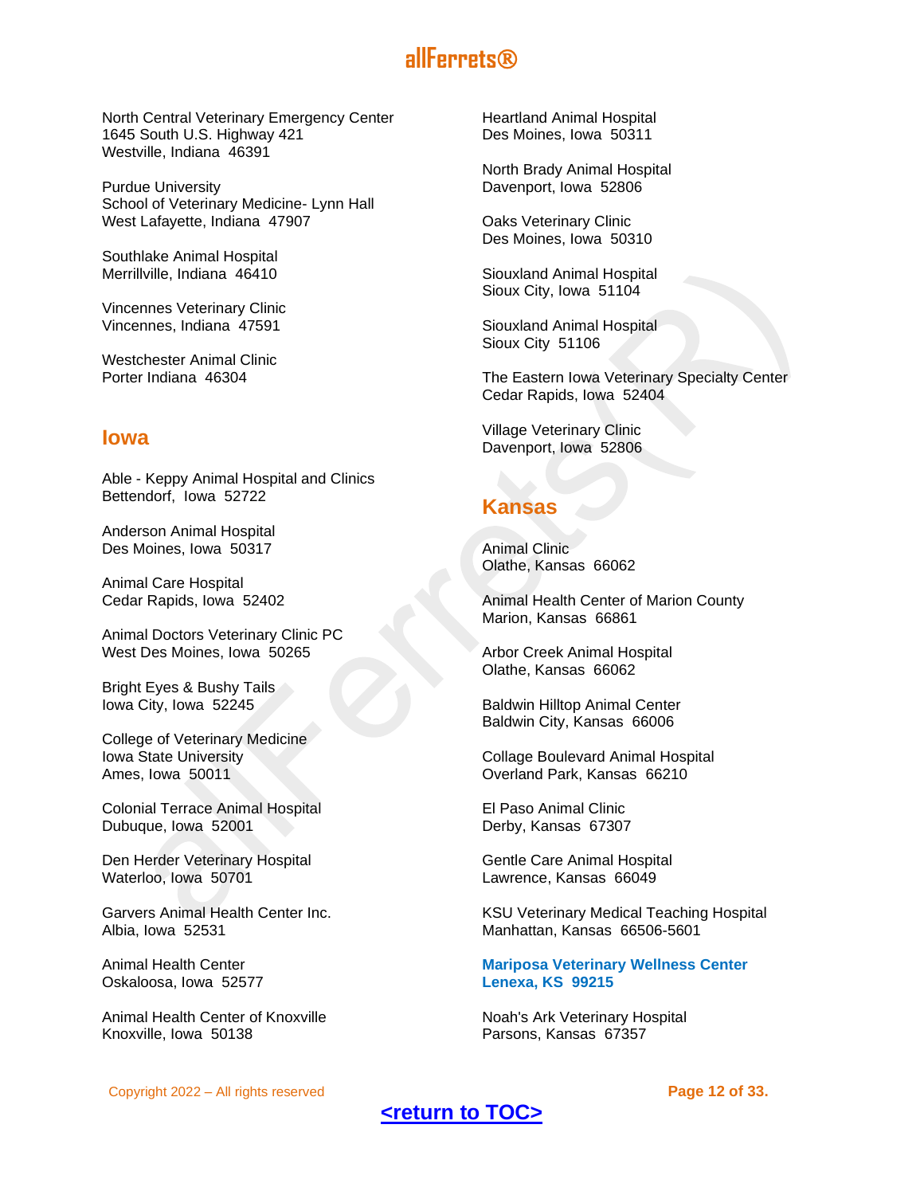North Central Veterinary Emergency Center
1645 South U.S. Highway 421
Westville, Indiana 46391

Purdue University
School of Veterinary Medicine- Lynn Hall
West Lafayette, Indiana 47907

Southlake Animal Hospital
Merrillville, Indiana 46410

Vincennes Veterinary Clinic
Vincennes, Indiana 47591

Westchester Animal Clinic
Porter Indiana 46304

## Iowa

Able - Keppy Animal Hospital and Clinics
Bettendorf, Iowa 52722

Anderson Animal Hospital
Des Moines, Iowa 50317

Animal Care Hospital
Cedar Rapids, Iowa 52402

Animal Doctors Veterinary Clinic PC
West Des Moines, Iowa 50265

Bright Eyes & Bushy Tails
Iowa City, Iowa 52245

College of Veterinary Medicine
Iowa State University
Ames, Iowa 50011

Colonial Terrace Animal Hospital
Dubuque, Iowa 52001

Den Herder Veterinary Hospital
Waterloo, Iowa 50701

Garvers Animal Health Center Inc.
Albia, Iowa 52531

Animal Health Center
Oskaloosa, Iowa 52577

Animal Health Center of Knoxville
Knoxville, Iowa 50138

Heartland Animal Hospital
Des Moines, Iowa 50311

North Brady Animal Hospital
Davenport, Iowa 52806

Oaks Veterinary Clinic
Des Moines, Iowa 50310

Siouxland Animal Hospital
Sioux City, Iowa 51104

Siouxland Animal Hospital
Sioux City 51106

The Eastern Iowa Veterinary Specialty Center
Cedar Rapids, Iowa 52404

Village Veterinary Clinic
Davenport, Iowa 52806

## Kansas

Animal Clinic
Olathe, Kansas 66062

Animal Health Center of Marion County
Marion, Kansas 66861

Arbor Creek Animal Hospital
Olathe, Kansas 66062

Baldwin Hilltop Animal Center
Baldwin City, Kansas 66006

Collage Boulevard Animal Hospital
Overland Park, Kansas 66210

El Paso Animal Clinic
Derby, Kansas 67307

Gentle Care Animal Hospital
Lawrence, Kansas 66049

KSU Veterinary Medical Teaching Hospital
Manhattan, Kansas 66506-5601

**Mariposa Veterinary Wellness Center**
**Lenexa, KS 99215**

Noah's Ark Veterinary Hospital
Parsons, Kansas 67357

<return to TOC>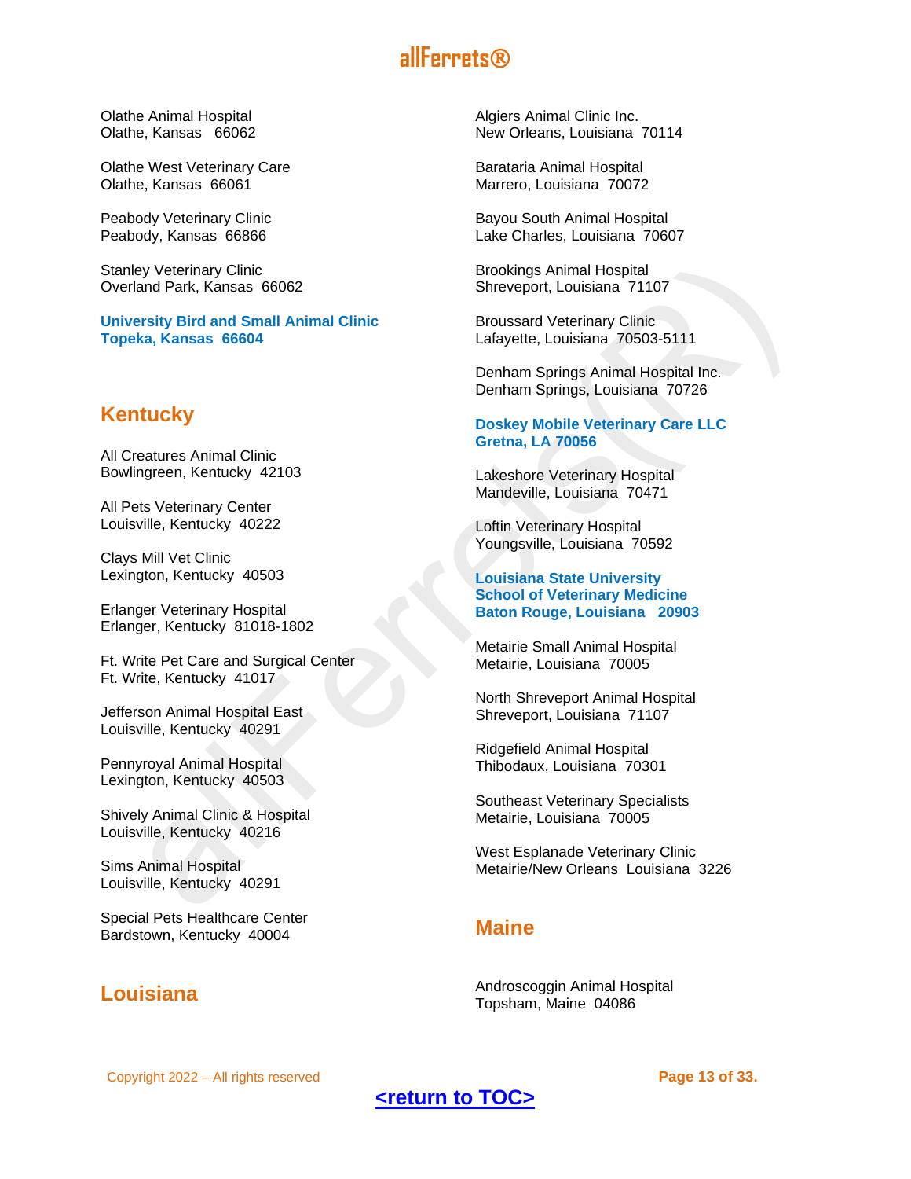Olathe Animal Hospital
Olathe, Kansas 66062

Olathe West Veterinary Care
Olathe, Kansas 66061

Peabody Veterinary Clinic
Peabody, Kansas 66866

Stanley Veterinary Clinic
Overland Park, Kansas 66062

**University Bird and Small Animal Clinic**
**Topeka, Kansas 66604**

## Kentucky

All Creatures Animal Clinic
Bowlingreen, Kentucky 42103

All Pets Veterinary Center
Louisville, Kentucky 40222

Clays Mill Vet Clinic
Lexington, Kentucky 40503

Erlanger Veterinary Hospital
Erlanger, Kentucky 81018-1802

Ft. Write Pet Care and Surgical Center
Ft. Write, Kentucky 41017

Jefferson Animal Hospital East
Louisville, Kentucky 40291

Pennyroyal Animal Hospital
Lexington, Kentucky 40503

Shively Animal Clinic & Hospital
Louisville, Kentucky 40216

Sims Animal Hospital
Louisville, Kentucky 40291

Special Pets Healthcare Center
Bardstown, Kentucky 40004

## Louisiana

Algiers Animal Clinic Inc.
New Orleans, Louisiana 70114

Barataria Animal Hospital
Marrero, Louisiana 70072

Bayou South Animal Hospital
Lake Charles, Louisiana 70607

Brookings Animal Hospital
Shreveport, Louisiana 71107

Broussard Veterinary Clinic
Lafayette, Louisiana 70503-5111

Denham Springs Animal Hospital Inc.
Denham Springs, Louisiana 70726

**Doskey Mobile Veterinary Care LLC**
**Gretna, LA 70056**

Lakeshore Veterinary Hospital
Mandeville, Louisiana 70471

Loftin Veterinary Hospital
Youngsville, Louisiana 70592

**Louisiana State University**
**School of Veterinary Medicine**
**Baton Rouge, Louisiana 20903**

Metairie Small Animal Hospital
Metairie, Louisiana 70005

North Shreveport Animal Hospital
Shreveport, Louisiana 71107

Ridgefield Animal Hospital
Thibodaux, Louisiana 70301

Southeast Veterinary Specialists
Metairie, Louisiana 70005

West Esplanade Veterinary Clinic
Metairie/New Orleans Louisiana 3226

## Maine

Androscoggin Animal Hospital
Topsham, Maine 04086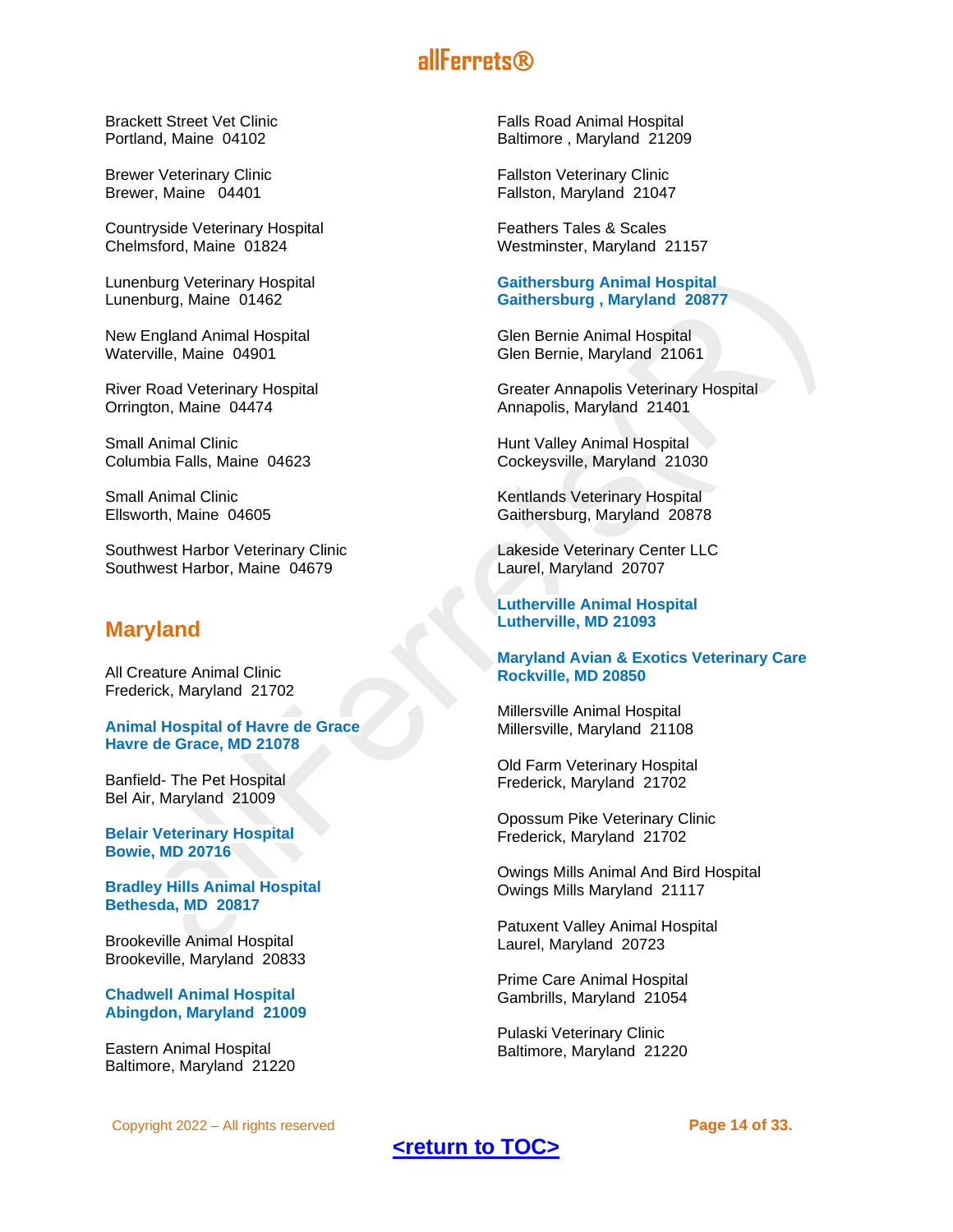Brackett Street Vet Clinic
Portland, Maine 04102

Brewer Veterinary Clinic
Brewer, Maine 04401

Countryside Veterinary Hospital
Chelmsford, Maine 01824

Lunenburg Veterinary Hospital
Lunenburg, Maine 01462

New England Animal Hospital
Waterville, Maine 04901

River Road Veterinary Hospital
Orrington, Maine 04474

Small Animal Clinic
Columbia Falls, Maine 04623

Small Animal Clinic
Ellsworth, Maine 04605

Southwest Harbor Veterinary Clinic
Southwest Harbor, Maine 04679

## Maryland

All Creature Animal Clinic
Frederick, Maryland 21702

**Animal Hospital of Havre de Grace**
**Havre de Grace, MD 21078**

Banfield- The Pet Hospital
Bel Air, Maryland 21009

**Belair Veterinary Hospital**
**Bowie, MD 20716**

**Bradley Hills Animal Hospital**
**Bethesda, MD 20817**

Brookeville Animal Hospital
Brookeville, Maryland 20833

**Chadwell Animal Hospital**
**Abingdon, Maryland 21009**

Eastern Animal Hospital
Baltimore, Maryland 21220

Falls Road Animal Hospital
Baltimore , Maryland 21209

Fallston Veterinary Clinic
Fallston, Maryland 21047

Feathers Tales & Scales
Westminster, Maryland 21157

**Gaithersburg Animal Hospital**
**Gaithersburg , Maryland 20877**

Glen Bernie Animal Hospital
Glen Bernie, Maryland 21061

Greater Annapolis Veterinary Hospital
Annapolis, Maryland 21401

Hunt Valley Animal Hospital
Cockeysville, Maryland 21030

Kentlands Veterinary Hospital
Gaithersburg, Maryland 20878

Lakeside Veterinary Center LLC
Laurel, Maryland 20707

**Lutherville Animal Hospital**
**Lutherville, MD 21093**

**Maryland Avian & Exotics Veterinary Care**
**Rockville, MD 20850**

Millersville Animal Hospital
Millersville, Maryland 21108

Old Farm Veterinary Hospital
Frederick, Maryland 21702

Opossum Pike Veterinary Clinic
Frederick, Maryland 21702

Owings Mills Animal And Bird Hospital
Owings Mills Maryland 21117

Patuxent Valley Animal Hospital
Laurel, Maryland 20723

Prime Care Animal Hospital
Gambrills, Maryland 21054

Pulaski Veterinary Clinic
Baltimore, Maryland 21220

Copyright 2022 – All rights reserved

<return to TOC>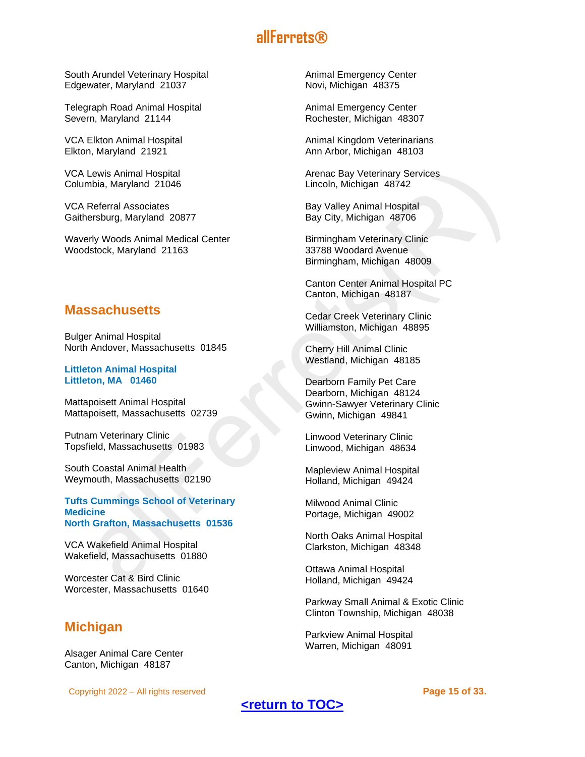South Arundel Veterinary Hospital
Edgewater, Maryland 21037

Telegraph Road Animal Hospital
Severn, Maryland 21144

VCA Elkton Animal Hospital
Elkton, Maryland 21921

VCA Lewis Animal Hospital
Columbia, Maryland 21046

VCA Referral Associates
Gaithersburg, Maryland 20877

Waverly Woods Animal Medical Center
Woodstock, Maryland 21163

## Massachusetts

Bulger Animal Hospital
North Andover, Massachusetts 01845

**Littleton Animal Hospital**
**Littleton, MA 01460**

Mattapoisett Animal Hospital
Mattapoisett, Massachusetts 02739

Putnam Veterinary Clinic
Topsfield, Massachusetts 01983

South Coastal Animal Health
Weymouth, Massachusetts 02190

**Tufts Cummings School of Veterinary Medicine**
**North Grafton, Massachusetts 01536**

VCA Wakefield Animal Hospital
Wakefield, Massachusetts 01880

Worcester Cat & Bird Clinic
Worcester, Massachusetts 01640

## Michigan

Alsager Animal Care Center
Canton, Michigan 48187

Animal Emergency Center
Novi, Michigan 48375

Animal Emergency Center
Rochester, Michigan 48307

Animal Kingdom Veterinarians
Ann Arbor, Michigan 48103

Arenac Bay Veterinary Services
Lincoln, Michigan 48742

Bay Valley Animal Hospital
Bay City, Michigan 48706

Birmingham Veterinary Clinic
33788 Woodard Avenue
Birmingham, Michigan 48009

Canton Center Animal Hospital PC
Canton, Michigan 48187

Cedar Creek Veterinary Clinic
Williamston, Michigan 48895

Cherry Hill Animal Clinic
Westland, Michigan 48185

Dearborn Family Pet Care
Dearborn, Michigan 48124
Gwinn-Sawyer Veterinary Clinic
Gwinn, Michigan 49841

Linwood Veterinary Clinic
Linwood, Michigan 48634

Mapleview Animal Hospital
Holland, Michigan 49424

Milwood Animal Clinic
Portage, Michigan 49002

North Oaks Animal Hospital
Clarkston, Michigan 48348

Ottawa Animal Hospital
Holland, Michigan 49424

Parkway Small Animal & Exotic Clinic
Clinton Township, Michigan 48038

Parkview Animal Hospital
Warren, Michigan 48091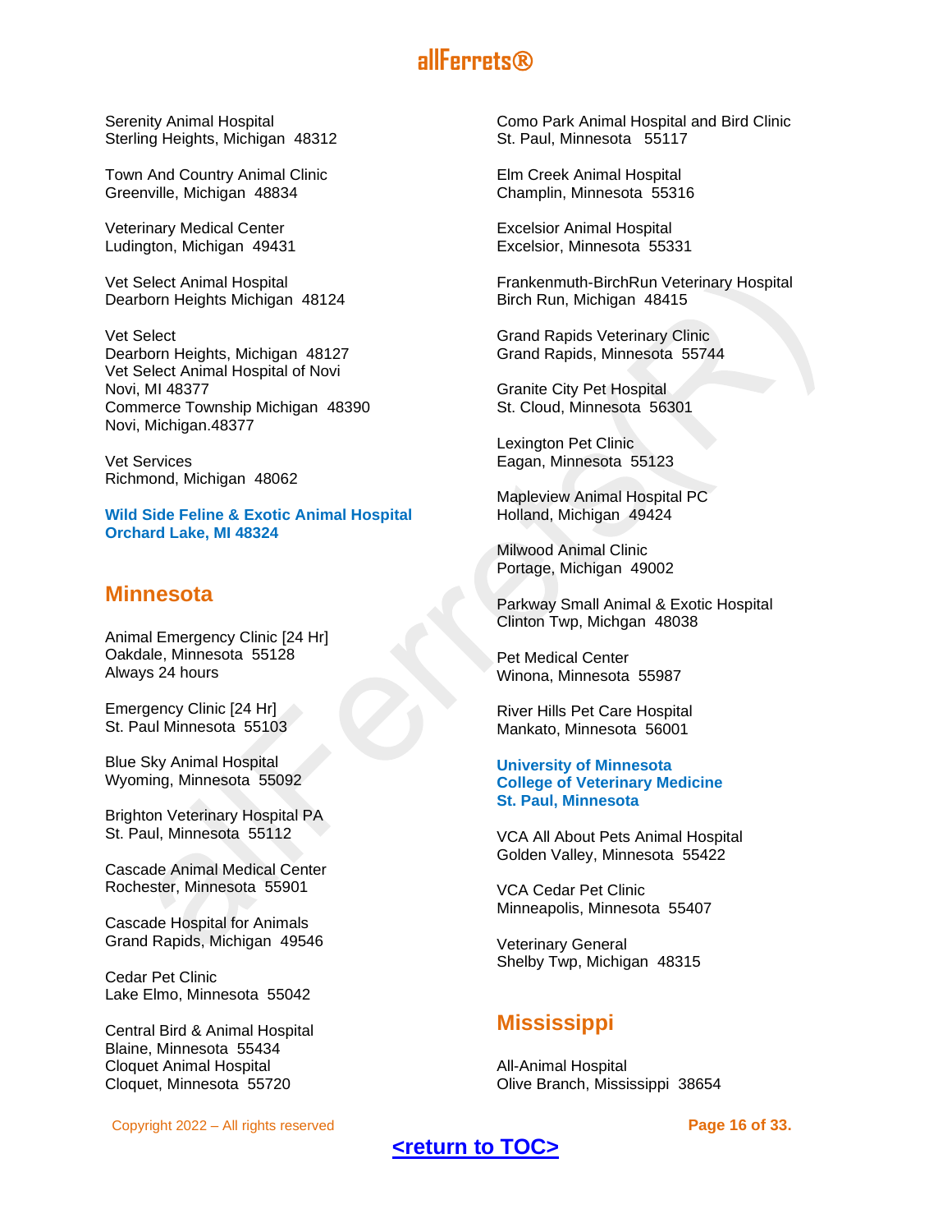Serenity Animal Hospital
Sterling Heights, Michigan 48312

Town And Country Animal Clinic
Greenville, Michigan 48834

Veterinary Medical Center
Ludington, Michigan 49431

Vet Select Animal Hospital
Dearborn Heights Michigan 48124

Vet Select
Dearborn Heights, Michigan 48127
Vet Select Animal Hospital of Novi
Novi, MI 48377
Commerce Township Michigan 48390
Novi, Michigan.48377

Vet Services
Richmond, Michigan 48062

**Wild Side Feline & Exotic Animal Hospital**
**Orchard Lake, MI 48324**

## Minnesota

Animal Emergency Clinic [24 Hr]
Oakdale, Minnesota 55128
Always 24 hours

Emergency Clinic [24 Hr]
St. Paul Minnesota 55103

Blue Sky Animal Hospital
Wyoming, Minnesota 55092

Brighton Veterinary Hospital PA
St. Paul, Minnesota 55112

Cascade Animal Medical Center
Rochester, Minnesota 55901

Cascade Hospital for Animals
Grand Rapids, Michigan 49546

Cedar Pet Clinic
Lake Elmo, Minnesota 55042

Central Bird & Animal Hospital
Blaine, Minnesota 55434
Cloquet Animal Hospital
Cloquet, Minnesota 55720

Como Park Animal Hospital and Bird Clinic
St. Paul, Minnesota 55117

Elm Creek Animal Hospital
Champlin, Minnesota 55316

Excelsior Animal Hospital
Excelsior, Minnesota 55331

Frankenmuth-BirchRun Veterinary Hospital
Birch Run, Michigan 48415

Grand Rapids Veterinary Clinic
Grand Rapids, Minnesota 55744

Granite City Pet Hospital
St. Cloud, Minnesota 56301

Lexington Pet Clinic
Eagan, Minnesota 55123

Mapleview Animal Hospital PC
Holland, Michigan 49424

Milwood Animal Clinic
Portage, Michigan 49002

Parkway Small Animal & Exotic Hospital
Clinton Twp, Michgan 48038

Pet Medical Center
Winona, Minnesota 55987

River Hills Pet Care Hospital
Mankato, Minnesota 56001

**University of Minnesota**
**College of Veterinary Medicine**
**St. Paul, Minnesota**

VCA All About Pets Animal Hospital
Golden Valley, Minnesota 55422

VCA Cedar Pet Clinic
Minneapolis, Minnesota 55407

Veterinary General
Shelby Twp, Michigan 48315

## Mississippi

All-Animal Hospital
Olive Branch, Mississippi 38654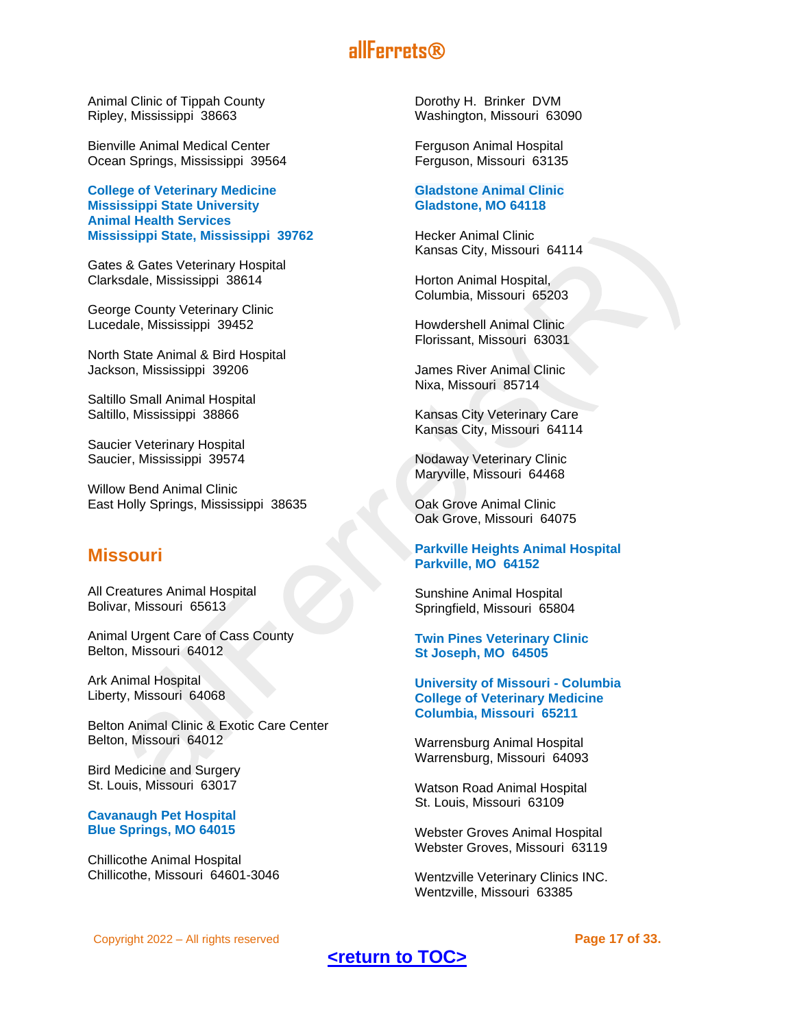Animal Clinic of Tippah County
Ripley, Mississippi  38663

Bienville Animal Medical Center
Ocean Springs, Mississippi  39564

**College of Veterinary Medicine**
**Mississippi State University**
**Animal Health Services**
**Mississippi State, Mississippi  39762**

Gates & Gates Veterinary Hospital
Clarksdale, Mississippi  38614

George County Veterinary Clinic
Lucedale, Mississippi  39452

North State Animal & Bird Hospital
Jackson, Mississippi  39206

Saltillo Small Animal Hospital
Saltillo, Mississippi  38866

Saucier Veterinary Hospital
Saucier, Mississippi  39574

Willow Bend Animal Clinic
East Holly Springs, Mississippi  38635

## Missouri

All Creatures Animal Hospital
Bolivar, Missouri  65613

Animal Urgent Care of Cass County
Belton, Missouri  64012

Ark Animal Hospital
Liberty, Missouri  64068

Belton Animal Clinic & Exotic Care Center
Belton, Missouri  64012

Bird Medicine and Surgery
St. Louis, Missouri  63017

**Cavanaugh Pet Hospital**
**Blue Springs, MO 64015**

Chillicothe Animal Hospital
Chillicothe, Missouri  64601-3046

Dorothy H.  Brinker  DVM
Washington, Missouri  63090

Ferguson Animal Hospital
Ferguson, Missouri  63135

**Gladstone Animal Clinic**
**Gladstone, MO 64118**

Hecker Animal Clinic
Kansas City, Missouri  64114

Horton Animal Hospital,
Columbia, Missouri  65203

Howdershell Animal Clinic
Florissant, Missouri  63031

James River Animal Clinic
Nixa, Missouri  85714

Kansas City Veterinary Care
Kansas City, Missouri  64114

Nodaway Veterinary Clinic
Maryville, Missouri  64468

Oak Grove Animal Clinic
Oak Grove, Missouri  64075

**Parkville Heights Animal Hospital**
**Parkville, MO  64152**

Sunshine Animal Hospital
Springfield, Missouri  65804

**Twin Pines Veterinary Clinic**
**St Joseph, MO  64505**

**University of Missouri - Columbia**
**College of Veterinary Medicine**
**Columbia, Missouri  65211**

Warrensburg Animal Hospital
Warrensburg, Missouri  64093

Watson Road Animal Hospital
St. Louis, Missouri  63109

Webster Groves Animal Hospital
Webster Groves, Missouri  63119

Wentzville Veterinary Clinics INC.
Wentzville, Missouri  63385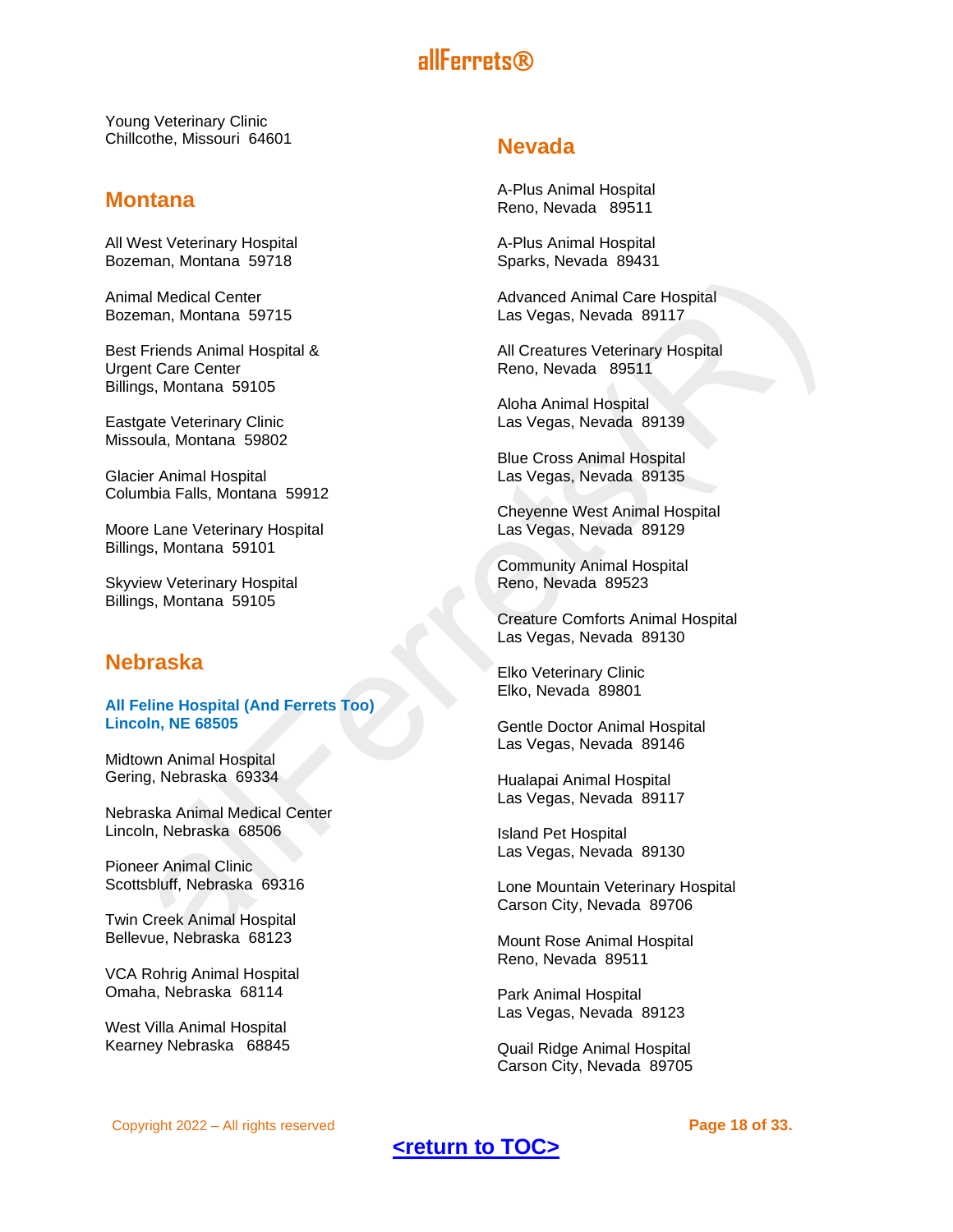Young Veterinary Clinic
Chillcothe, Missouri  64601

## Montana

All West Veterinary Hospital
Bozeman, Montana  59718

Animal Medical Center
Bozeman, Montana  59715

Best Friends Animal Hospital &
Urgent Care Center
Billings, Montana  59105

Eastgate Veterinary Clinic
Missoula, Montana  59802

Glacier Animal Hospital
Columbia Falls, Montana  59912

Moore Lane Veterinary Hospital
Billings, Montana  59101

Skyview Veterinary Hospital
Billings, Montana  59105

## Nebraska

**All Feline Hospital (And Ferrets Too)**
**Lincoln, NE 68505**

Midtown Animal Hospital
Gering, Nebraska  69334

Nebraska Animal Medical Center
Lincoln, Nebraska  68506

Pioneer Animal Clinic
Scottsbluff, Nebraska  69316

Twin Creek Animal Hospital
Bellevue, Nebraska  68123

VCA Rohrig Animal Hospital
Omaha, Nebraska  68114

West Villa Animal Hospital
Kearney Nebraska  68845

## Nevada

A-Plus Animal Hospital
Reno, Nevada  89511

A-Plus Animal Hospital
Sparks, Nevada  89431

Advanced Animal Care Hospital
Las Vegas, Nevada  89117

All Creatures Veterinary Hospital
Reno, Nevada  89511

Aloha Animal Hospital
Las Vegas, Nevada  89139

Blue Cross Animal Hospital
Las Vegas, Nevada  89135

Cheyenne West Animal Hospital
Las Vegas, Nevada  89129

Community Animal Hospital
Reno, Nevada  89523

Creature Comforts Animal Hospital
Las Vegas, Nevada  89130

Elko Veterinary Clinic
Elko, Nevada  89801

Gentle Doctor Animal Hospital
Las Vegas, Nevada  89146

Hualapai Animal Hospital
Las Vegas, Nevada  89117

Island Pet Hospital
Las Vegas, Nevada  89130

Lone Mountain Veterinary Hospital
Carson City, Nevada  89706

Mount Rose Animal Hospital
Reno, Nevada  89511

Park Animal Hospital
Las Vegas, Nevada  89123

Quail Ridge Animal Hospital
Carson City, Nevada  89705

Copyright 2022 – All rights reserved

<return to TOC>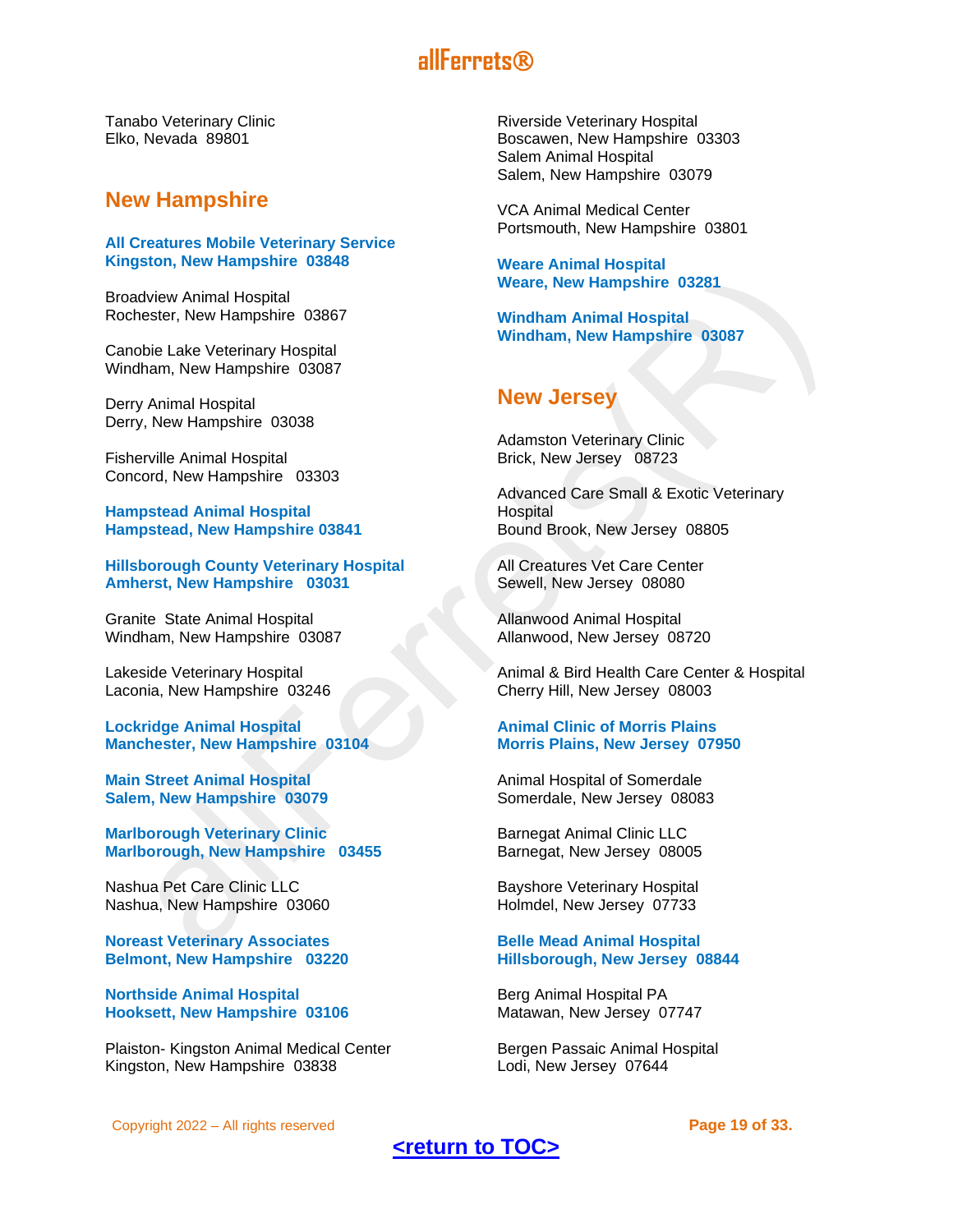Tanabo Veterinary Clinic
Elko, Nevada 89801

## New Hampshire

**All Creatures Mobile Veterinary Service**
**Kingston, New Hampshire 03848**

Broadview Animal Hospital
Rochester, New Hampshire 03867

Canobie Lake Veterinary Hospital
Windham, New Hampshire 03087

Derry Animal Hospital
Derry, New Hampshire 03038

Fisherville Animal Hospital
Concord, New Hampshire 03303

**Hampstead Animal Hospital**
**Hampstead, New Hampshire 03841**

**Hillsborough County Veterinary Hospital**
**Amherst, New Hampshire 03031**

Granite State Animal Hospital
Windham, New Hampshire 03087

Lakeside Veterinary Hospital
Laconia, New Hampshire 03246

**Lockridge Animal Hospital**
**Manchester, New Hampshire 03104**

**Main Street Animal Hospital**
**Salem, New Hampshire 03079**

**Marlborough Veterinary Clinic**
**Marlborough, New Hampshire 03455**

Nashua Pet Care Clinic LLC
Nashua, New Hampshire 03060

**Noreast Veterinary Associates**
**Belmont, New Hampshire 03220**

**Northside Animal Hospital**
**Hooksett, New Hampshire 03106**

Plaiston- Kingston Animal Medical Center
Kingston, New Hampshire 03838

Riverside Veterinary Hospital
Boscawen, New Hampshire 03303
Salem Animal Hospital
Salem, New Hampshire 03079

VCA Animal Medical Center
Portsmouth, New Hampshire 03801

**Weare Animal Hospital**
**Weare, New Hampshire 03281**

**Windham Animal Hospital**
**Windham, New Hampshire 03087**

## New Jersey

Adamston Veterinary Clinic
Brick, New Jersey 08723

Advanced Care Small & Exotic Veterinary Hospital
Bound Brook, New Jersey 08805

All Creatures Vet Care Center
Sewell, New Jersey 08080

Allanwood Animal Hospital
Allanwood, New Jersey 08720

Animal & Bird Health Care Center & Hospital
Cherry Hill, New Jersey 08003

**Animal Clinic of Morris Plains**
**Morris Plains, New Jersey 07950**

Animal Hospital of Somerdale
Somerdale, New Jersey 08083

Barnegat Animal Clinic LLC
Barnegat, New Jersey 08005

Bayshore Veterinary Hospital
Holmdel, New Jersey 07733

**Belle Mead Animal Hospital**
**Hillsborough, New Jersey 08844**

Berg Animal Hospital PA
Matawan, New Jersey 07747

Bergen Passaic Animal Hospital
Lodi, New Jersey 07644

Copyright 2022 – All rights reserved

**<return to TOC>**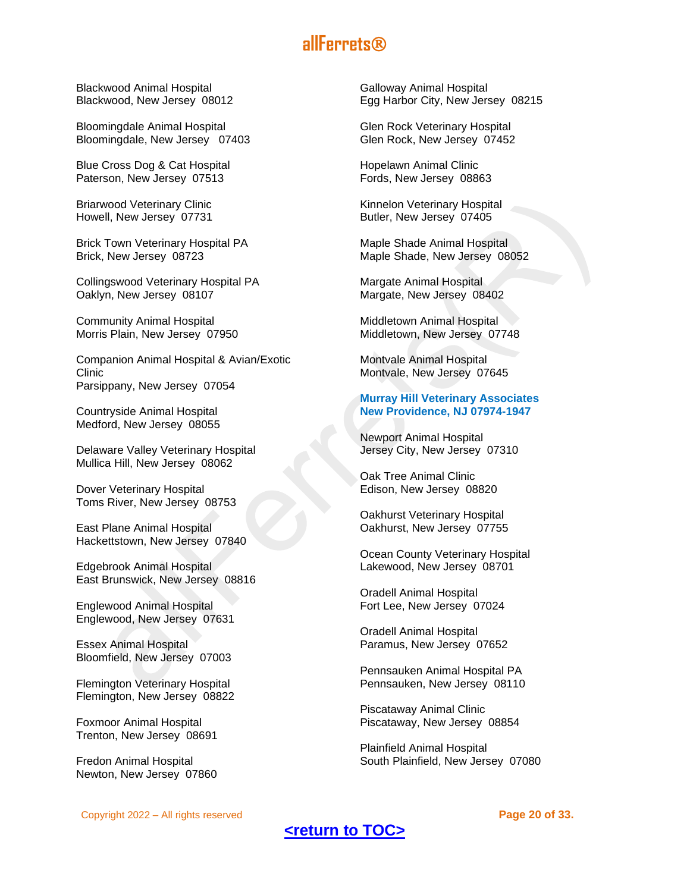Blackwood Animal Hospital
Blackwood, New Jersey 08012

Bloomingdale Animal Hospital
Bloomingdale, New Jersey 07403

Blue Cross Dog & Cat Hospital
Paterson, New Jersey 07513

Briarwood Veterinary Clinic
Howell, New Jersey 07731

Brick Town Veterinary Hospital PA
Brick, New Jersey 08723

Collingswood Veterinary Hospital PA
Oaklyn, New Jersey 08107

Community Animal Hospital
Morris Plain, New Jersey 07950

Companion Animal Hospital & Avian/Exotic Clinic
Parsippany, New Jersey 07054

Countryside Animal Hospital
Medford, New Jersey 08055

Delaware Valley Veterinary Hospital
Mullica Hill, New Jersey 08062

Dover Veterinary Hospital
Toms River, New Jersey 08753

East Plane Animal Hospital
Hackettstown, New Jersey 07840

Edgebrook Animal Hospital
East Brunswick, New Jersey 08816

Englewood Animal Hospital
Englewood, New Jersey 07631

Essex Animal Hospital
Bloomfield, New Jersey 07003

Flemington Veterinary Hospital
Flemington, New Jersey 08822

Foxmoor Animal Hospital
Trenton, New Jersey 08691

Fredon Animal Hospital
Newton, New Jersey 07860

Galloway Animal Hospital
Egg Harbor City, New Jersey 08215

Glen Rock Veterinary Hospital
Glen Rock, New Jersey 07452

Hopelawn Animal Clinic
Fords, New Jersey 08863

Kinnelon Veterinary Hospital
Butler, New Jersey 07405

Maple Shade Animal Hospital
Maple Shade, New Jersey 08052

Margate Animal Hospital
Margate, New Jersey 08402

Middletown Animal Hospital
Middletown, New Jersey 07748

Montvale Animal Hospital
Montvale, New Jersey 07645

**Murray Hill Veterinary Associates**
**New Providence, NJ 07974-1947**

Newport Animal Hospital
Jersey City, New Jersey 07310

Oak Tree Animal Clinic
Edison, New Jersey 08820

Oakhurst Veterinary Hospital
Oakhurst, New Jersey 07755

Ocean County Veterinary Hospital
Lakewood, New Jersey 08701

Oradell Animal Hospital
Fort Lee, New Jersey 07024

Oradell Animal Hospital
Paramus, New Jersey 07652

Pennsauken Animal Hospital PA
Pennsauken, New Jersey 08110

Piscataway Animal Clinic
Piscataway, New Jersey 08854

Plainfield Animal Hospital
South Plainfield, New Jersey 07080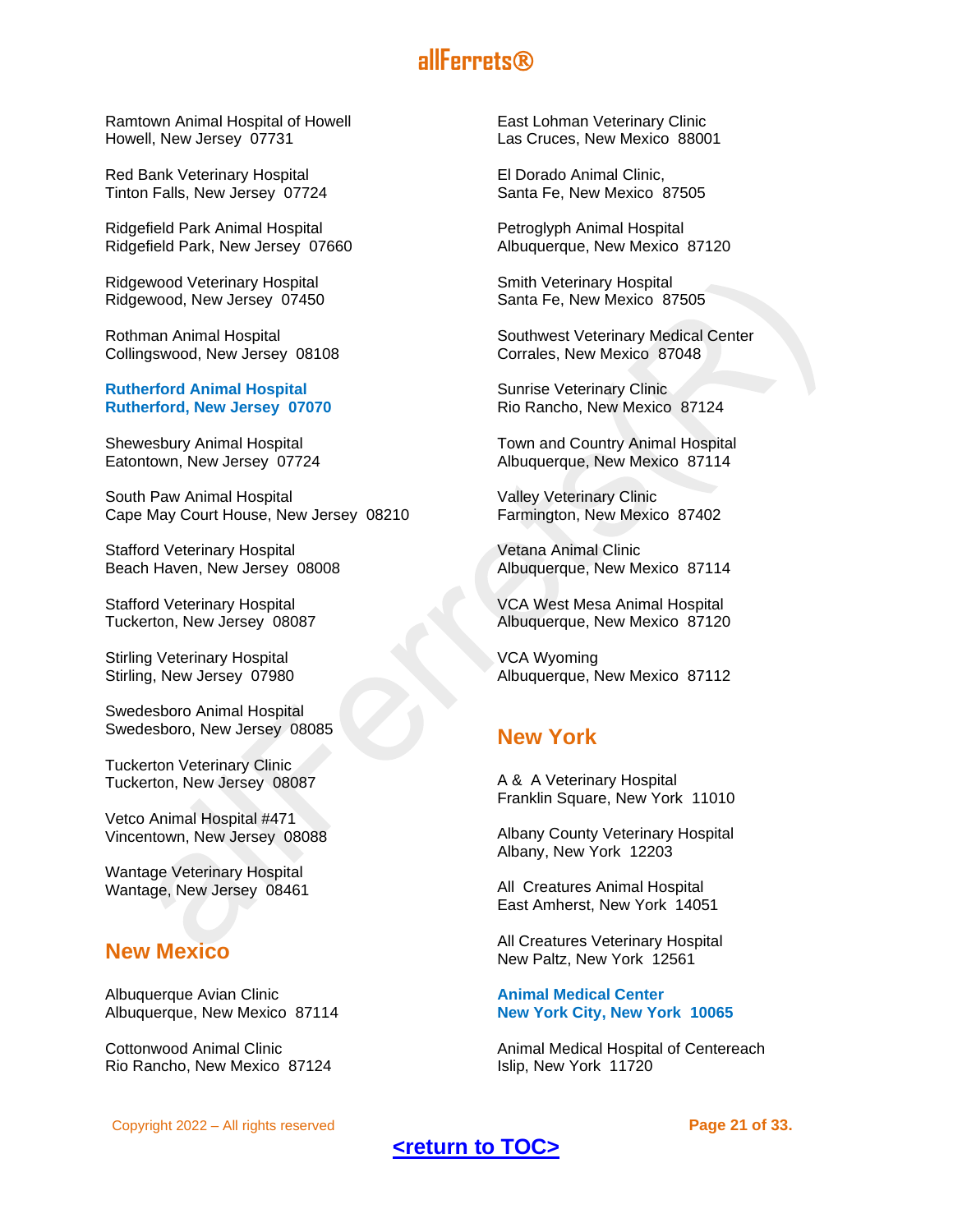Ramtown Animal Hospital of Howell
Howell, New Jersey  07731

Red Bank Veterinary Hospital
Tinton Falls, New Jersey  07724

Ridgefield Park Animal Hospital
Ridgefield Park, New Jersey  07660

Ridgewood Veterinary Hospital
Ridgewood, New Jersey  07450

Rothman Animal Hospital
Collingswood, New Jersey  08108

**Rutherford Animal Hospital**
**Rutherford, New Jersey  07070**

Shewesbury Animal Hospital
Eatontown, New Jersey  07724

South Paw Animal Hospital
Cape May Court House, New Jersey  08210

Stafford Veterinary Hospital
Beach Haven, New Jersey  08008

Stafford Veterinary Hospital
Tuckerton, New Jersey  08087

Stirling Veterinary Hospital
Stirling, New Jersey  07980

Swedesboro Animal Hospital
Swedesboro, New Jersey  08085

Tuckerton Veterinary Clinic
Tuckerton, New Jersey  08087

Vetco Animal Hospital #471
Vincentown, New Jersey  08088

Wantage Veterinary Hospital
Wantage, New Jersey  08461

## New Mexico

Albuquerque Avian Clinic
Albuquerque, New Mexico  87114

Cottonwood Animal Clinic
Rio Rancho, New Mexico  87124

East Lohman Veterinary Clinic
Las Cruces, New Mexico  88001

El Dorado Animal Clinic,
Santa Fe, New Mexico  87505

Petroglyph Animal Hospital
Albuquerque, New Mexico  87120

Smith Veterinary Hospital
Santa Fe, New Mexico  87505

Southwest Veterinary Medical Center
Corrales, New Mexico  87048

Sunrise Veterinary Clinic
Rio Rancho, New Mexico  87124

Town and Country Animal Hospital
Albuquerque, New Mexico  87114

Valley Veterinary Clinic
Farmington, New Mexico  87402

Vetana Animal Clinic
Albuquerque, New Mexico  87114

VCA West Mesa Animal Hospital
Albuquerque, New Mexico  87120

VCA Wyoming
Albuquerque, New Mexico  87112

## New York

A &  A Veterinary Hospital
Franklin Square, New York  11010

Albany County Veterinary Hospital
Albany, New York  12203

All  Creatures Animal Hospital
East Amherst, New York  14051

All Creatures Veterinary Hospital
New Paltz, New York  12561

**Animal Medical Center**
**New York City, New York  10065**

Animal Medical Hospital of Centereach
Islip, New York  11720

<return to TOC>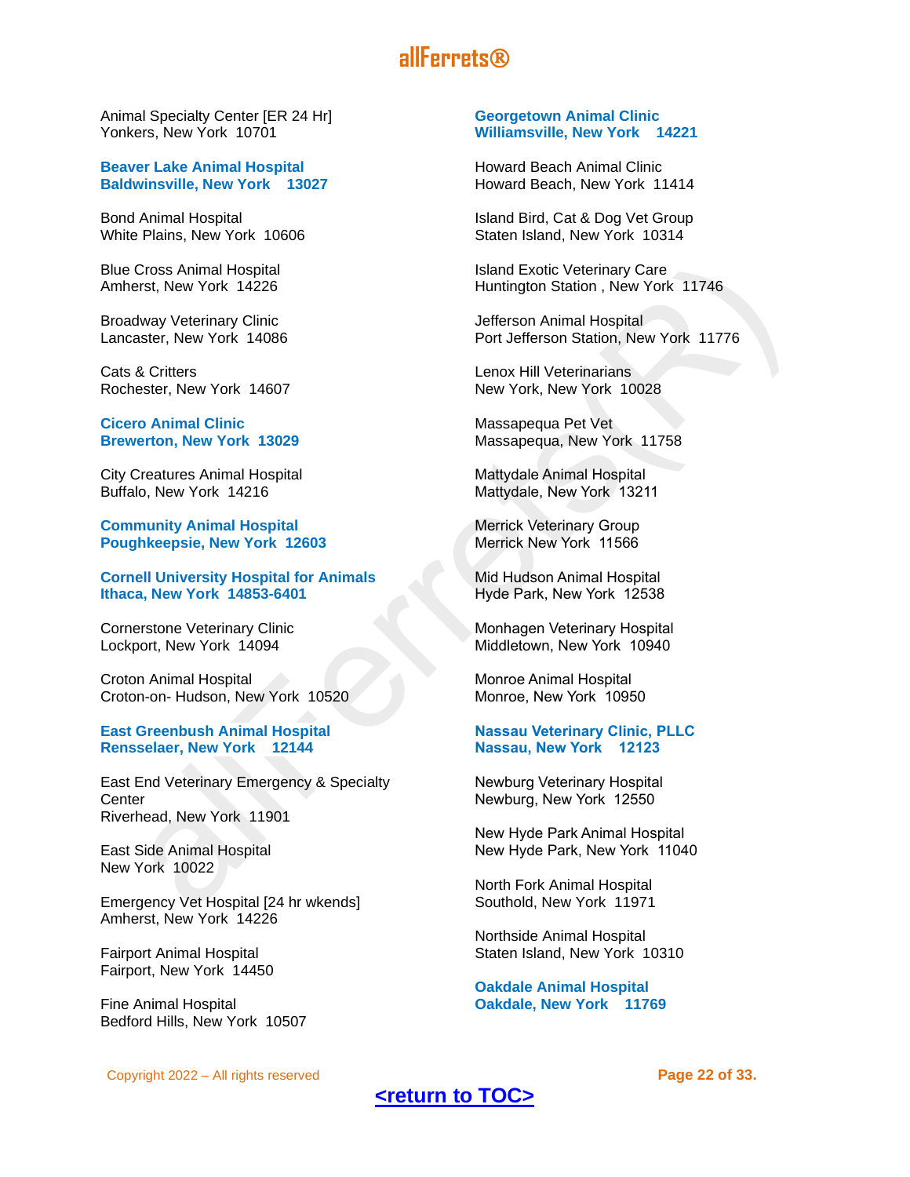Animal Specialty Center [ER 24 Hr]
Yonkers, New York  10701

**Beaver Lake Animal Hospital**
**Baldwinsville, New York   13027**

Bond Animal Hospital
White Plains, New York  10606

Blue Cross Animal Hospital
Amherst, New York  14226

Broadway Veterinary Clinic
Lancaster, New York  14086

Cats & Critters
Rochester, New York  14607

**Cicero Animal Clinic**
**Brewerton, New York  13029**

City Creatures Animal Hospital
Buffalo, New York  14216

**Community Animal Hospital**
**Poughkeepsie, New York  12603**

**Cornell University Hospital for Animals**
**Ithaca, New York  14853-6401**

Cornerstone Veterinary Clinic
Lockport, New York  14094

Croton Animal Hospital
Croton-on- Hudson, New York  10520

**East Greenbush Animal Hospital**
**Rensselaer, New York   12144**

East End Veterinary Emergency & Specialty Center
Riverhead, New York  11901

East Side Animal Hospital
New York  10022

Emergency Vet Hospital [24 hr wkends]
Amherst, New York  14226

Fairport Animal Hospital
Fairport, New York  14450

Fine Animal Hospital
Bedford Hills, New York  10507

**Georgetown Animal Clinic**
**Williamsville, New York   14221**

Howard Beach Animal Clinic
Howard Beach, New York  11414

Island Bird, Cat & Dog Vet Group
Staten Island, New York  10314

Island Exotic Veterinary Care
Huntington Station , New York  11746

Jefferson Animal Hospital
Port Jefferson Station, New York  11776

Lenox Hill Veterinarians
New York, New York  10028

Massapequa Pet Vet
Massapequa, New York  11758

Mattydale Animal Hospital
Mattydale, New York  13211

Merrick Veterinary Group
Merrick New York  11566

Mid Hudson Animal Hospital
Hyde Park, New York  12538

Monhagen Veterinary Hospital
Middletown, New York  10940

Monroe Animal Hospital
Monroe, New York  10950

**Nassau Veterinary Clinic, PLLC**
**Nassau, New York   12123**

Newburg Veterinary Hospital
Newburg, New York  12550

New Hyde Park Animal Hospital
New Hyde Park, New York  11040

North Fork Animal Hospital
Southold, New York  11971

Northside Animal Hospital
Staten Island, New York  10310

**Oakdale Animal Hospital**
**Oakdale, New York   11769**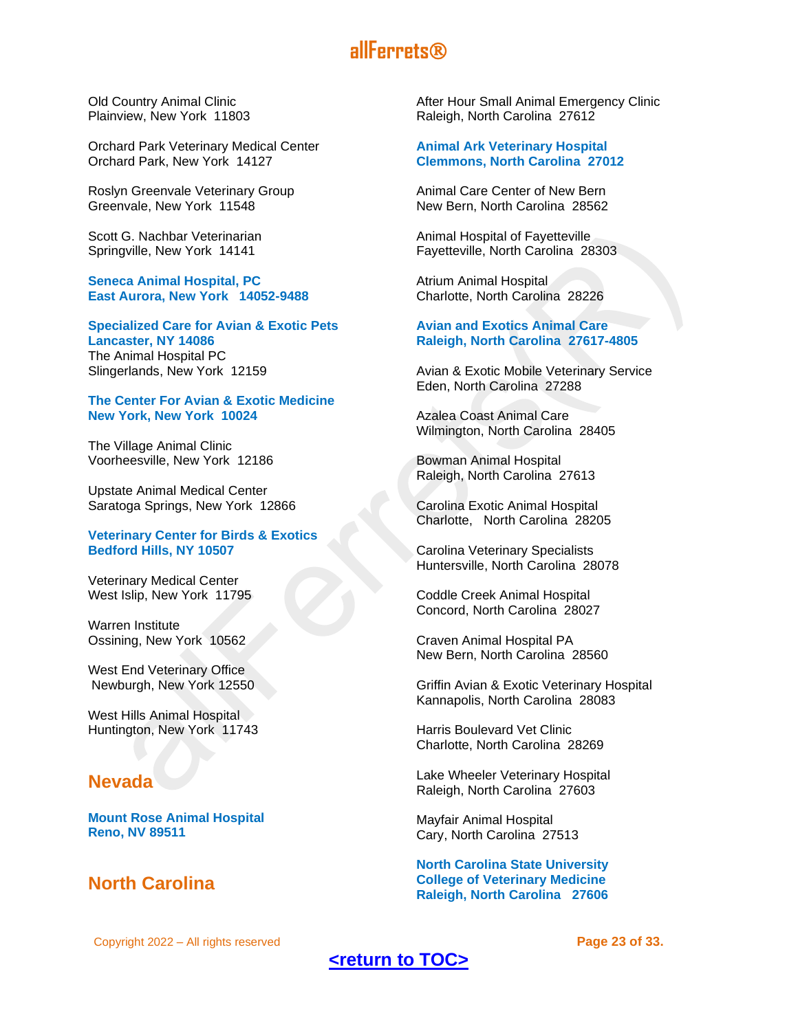Old Country Animal Clinic
Plainview, New York 11803

Orchard Park Veterinary Medical Center
Orchard Park, New York 14127

Roslyn Greenvale Veterinary Group
Greenvale, New York 11548

Scott G. Nachbar Veterinarian
Springville, New York 14141

**Seneca Animal Hospital, PC**
**East Aurora, New York 14052-9488**

**Specialized Care for Avian & Exotic Pets**
**Lancaster, NY 14086**
The Animal Hospital PC
Slingerlands, New York 12159

**The Center For Avian & Exotic Medicine**
**New York, New York 10024**

The Village Animal Clinic
Voorheesville, New York 12186

Upstate Animal Medical Center
Saratoga Springs, New York 12866

**Veterinary Center for Birds & Exotics**
**Bedford Hills, NY 10507**

Veterinary Medical Center
West Islip, New York 11795

Warren Institute
Ossining, New York 10562

West End Veterinary Office
Newburgh, New York 12550

West Hills Animal Hospital
Huntington, New York 11743

## Nevada

**Mount Rose Animal Hospital**
**Reno, NV 89511**

## North Carolina

After Hour Small Animal Emergency Clinic
Raleigh, North Carolina 27612

**Animal Ark Veterinary Hospital**
**Clemmons, North Carolina 27012**

Animal Care Center of New Bern
New Bern, North Carolina 28562

Animal Hospital of Fayetteville
Fayetteville, North Carolina 28303

Atrium Animal Hospital
Charlotte, North Carolina 28226

**Avian and Exotics Animal Care**
**Raleigh, North Carolina 27617-4805**

Avian & Exotic Mobile Veterinary Service
Eden, North Carolina 27288

Azalea Coast Animal Care
Wilmington, North Carolina 28405

Bowman Animal Hospital
Raleigh, North Carolina 27613

Carolina Exotic Animal Hospital
Charlotte, North Carolina 28205

Carolina Veterinary Specialists
Huntersville, North Carolina 28078

Coddle Creek Animal Hospital
Concord, North Carolina 28027

Craven Animal Hospital PA
New Bern, North Carolina 28560

Griffin Avian & Exotic Veterinary Hospital
Kannapolis, North Carolina 28083

Harris Boulevard Vet Clinic
Charlotte, North Carolina 28269

Lake Wheeler Veterinary Hospital
Raleigh, North Carolina 27603

Mayfair Animal Hospital
Cary, North Carolina 27513

**North Carolina State University**
**College of Veterinary Medicine**
**Raleigh, North Carolina 27606**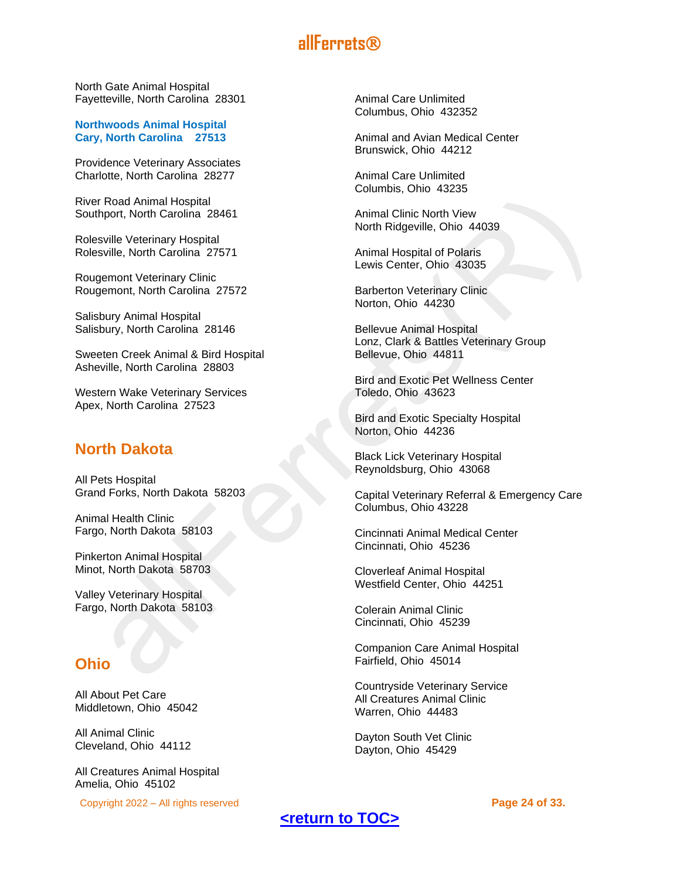North Gate Animal Hospital
Fayetteville, North Carolina 28301

**Northwoods Animal Hospital**
**Cary, North Carolina 27513**

Providence Veterinary Associates
Charlotte, North Carolina 28277

River Road Animal Hospital
Southport, North Carolina 28461

Rolesville Veterinary Hospital
Rolesville, North Carolina 27571

Rougemont Veterinary Clinic
Rougemont, North Carolina 27572

Salisbury Animal Hospital
Salisbury, North Carolina 28146

Sweeten Creek Animal & Bird Hospital
Asheville, North Carolina 28803

Western Wake Veterinary Services
Apex, North Carolina 27523

## North Dakota

All Pets Hospital
Grand Forks, North Dakota 58203

Animal Health Clinic
Fargo, North Dakota 58103

Pinkerton Animal Hospital
Minot, North Dakota 58703

Valley Veterinary Hospital
Fargo, North Dakota 58103

## Ohio

All About Pet Care
Middletown, Ohio 45042

All Animal Clinic
Cleveland, Ohio 44112

All Creatures Animal Hospital
Amelia, Ohio 45102

Animal Care Unlimited
Columbus, Ohio 432352

Animal and Avian Medical Center
Brunswick, Ohio 44212

Animal Care Unlimited
Columbis, Ohio 43235

Animal Clinic North View
North Ridgeville, Ohio 44039

Animal Hospital of Polaris
Lewis Center, Ohio 43035

Barberton Veterinary Clinic
Norton, Ohio 44230

Bellevue Animal Hospital
Lonz, Clark & Battles Veterinary Group
Bellevue, Ohio 44811

Bird and Exotic Pet Wellness Center
Toledo, Ohio 43623

Bird and Exotic Specialty Hospital
Norton, Ohio 44236

Black Lick Veterinary Hospital
Reynoldsburg, Ohio 43068

Capital Veterinary Referral & Emergency Care
Columbus, Ohio 43228

Cincinnati Animal Medical Center
Cincinnati, Ohio 45236

Cloverleaf Animal Hospital
Westfield Center, Ohio 44251

Colerain Animal Clinic
Cincinnati, Ohio 45239

Companion Care Animal Hospital
Fairfield, Ohio 45014

Countryside Veterinary Service
All Creatures Animal Clinic
Warren, Ohio 44483

Dayton South Vet Clinic
Dayton, Ohio 45429

<return to TOC>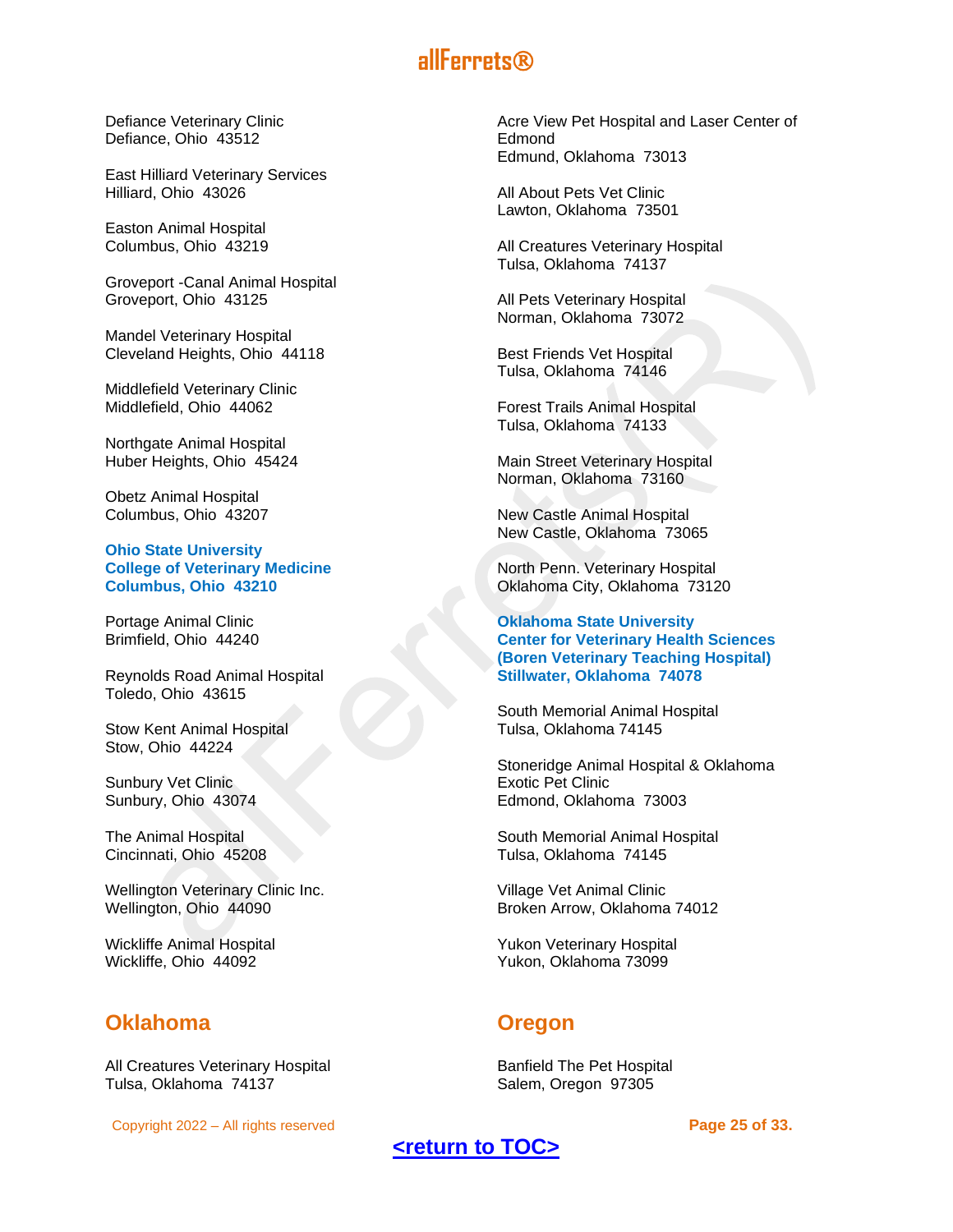Defiance Veterinary Clinic
Defiance, Ohio 43512

East Hilliard Veterinary Services
Hilliard, Ohio 43026

Easton Animal Hospital
Columbus, Ohio 43219

Groveport -Canal Animal Hospital
Groveport, Ohio 43125

Mandel Veterinary Hospital
Cleveland Heights, Ohio 44118

Middlefield Veterinary Clinic
Middlefield, Ohio 44062

Northgate Animal Hospital
Huber Heights, Ohio 45424

Obetz Animal Hospital
Columbus, Ohio 43207

**Ohio State University**
**College of Veterinary Medicine**
**Columbus, Ohio 43210**

Portage Animal Clinic
Brimfield, Ohio 44240

Reynolds Road Animal Hospital
Toledo, Ohio 43615

Stow Kent Animal Hospital
Stow, Ohio 44224

Sunbury Vet Clinic
Sunbury, Ohio 43074

The Animal Hospital
Cincinnati, Ohio 45208

Wellington Veterinary Clinic Inc.
Wellington, Ohio 44090

Wickliffe Animal Hospital
Wickliffe, Ohio 44092

## Oklahoma

All Creatures Veterinary Hospital
Tulsa, Oklahoma 74137

Acre View Pet Hospital and Laser Center of Edmond
Edmund, Oklahoma 73013

All About Pets Vet Clinic
Lawton, Oklahoma 73501

All Creatures Veterinary Hospital
Tulsa, Oklahoma 74137

All Pets Veterinary Hospital
Norman, Oklahoma 73072

Best Friends Vet Hospital
Tulsa, Oklahoma 74146

Forest Trails Animal Hospital
Tulsa, Oklahoma 74133

Main Street Veterinary Hospital
Norman, Oklahoma 73160

New Castle Animal Hospital
New Castle, Oklahoma 73065

North Penn. Veterinary Hospital
Oklahoma City, Oklahoma 73120

**Oklahoma State University**
**Center for Veterinary Health Sciences**
**(Boren Veterinary Teaching Hospital)**
**Stillwater, Oklahoma 74078**

South Memorial Animal Hospital
Tulsa, Oklahoma 74145

Stoneridge Animal Hospital & Oklahoma Exotic Pet Clinic
Edmond, Oklahoma 73003

South Memorial Animal Hospital
Tulsa, Oklahoma 74145

Village Vet Animal Clinic
Broken Arrow, Oklahoma 74012

Yukon Veterinary Hospital
Yukon, Oklahoma 73099

## Oregon

Banfield The Pet Hospital
Salem, Oregon 97305

<return to TOC>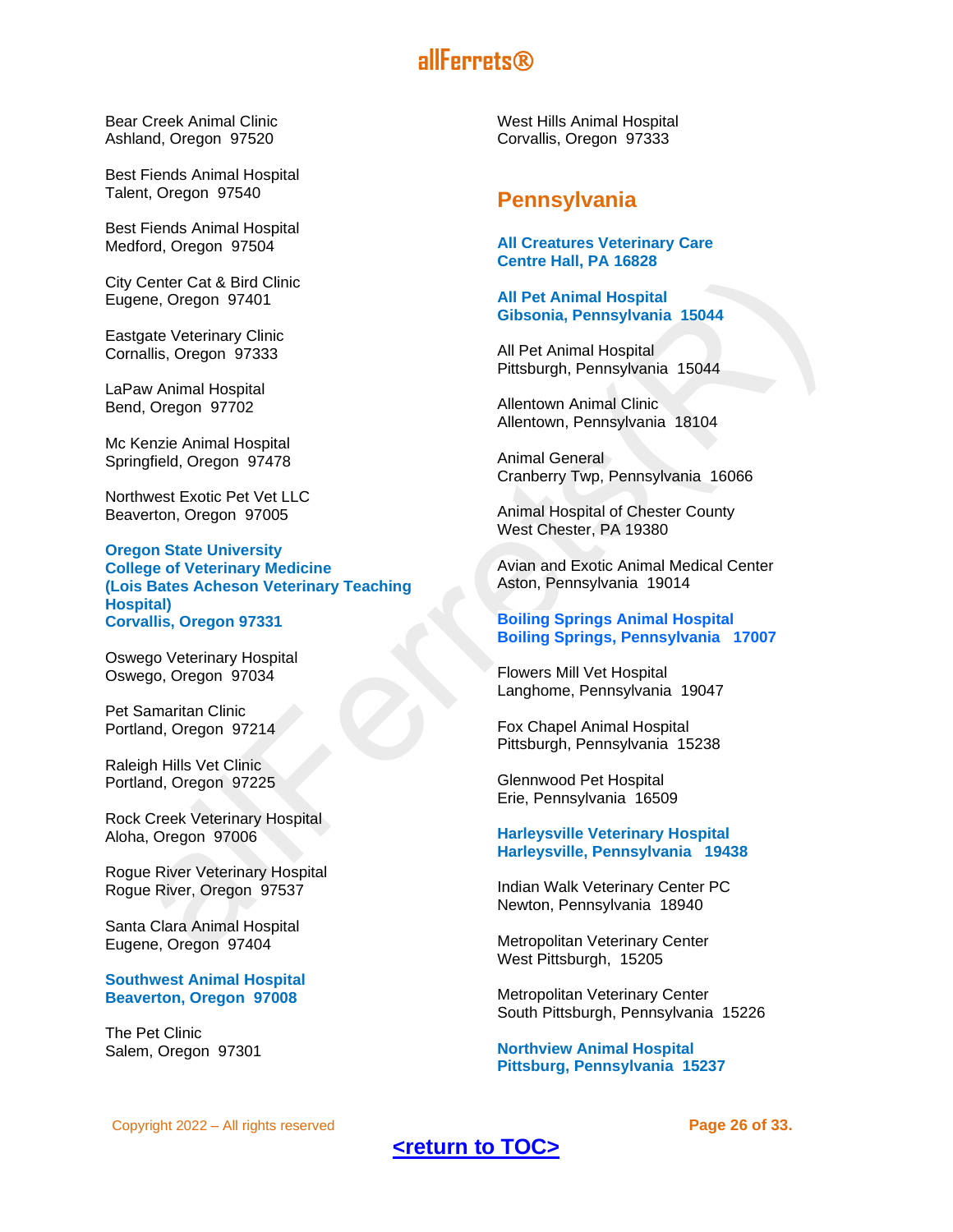Bear Creek Animal Clinic
Ashland, Oregon 97520

Best Fiends Animal Hospital
Talent, Oregon 97540

Best Fiends Animal Hospital
Medford, Oregon 97504

City Center Cat & Bird Clinic
Eugene, Oregon 97401

Eastgate Veterinary Clinic
Cornallis, Oregon 97333

LaPaw Animal Hospital
Bend, Oregon 97702

Mc Kenzie Animal Hospital
Springfield, Oregon 97478

Northwest Exotic Pet Vet LLC
Beaverton, Oregon 97005

**Oregon State University**
**College of Veterinary Medicine**
**(Lois Bates Acheson Veterinary Teaching Hospital)**
**Corvallis, Oregon 97331**

Oswego Veterinary Hospital
Oswego, Oregon 97034

Pet Samaritan Clinic
Portland, Oregon 97214

Raleigh Hills Vet Clinic
Portland, Oregon 97225

Rock Creek Veterinary Hospital
Aloha, Oregon 97006

Rogue River Veterinary Hospital
Rogue River, Oregon 97537

Santa Clara Animal Hospital
Eugene, Oregon 97404

**Southwest Animal Hospital**
**Beaverton, Oregon 97008**

The Pet Clinic
Salem, Oregon 97301

West Hills Animal Hospital
Corvallis, Oregon 97333

## Pennsylvania

**All Creatures Veterinary Care**
**Centre Hall, PA 16828**

**All Pet Animal Hospital**
**Gibsonia, Pennsylvania 15044**

All Pet Animal Hospital
Pittsburgh, Pennsylvania 15044

Allentown Animal Clinic
Allentown, Pennsylvania 18104

Animal General
Cranberry Twp, Pennsylvania 16066

Animal Hospital of Chester County
West Chester, PA 19380

Avian and Exotic Animal Medical Center
Aston, Pennsylvania 19014

**Boiling Springs Animal Hospital**
**Boiling Springs, Pennsylvania 17007**

Flowers Mill Vet Hospital
Langhome, Pennsylvania 19047

Fox Chapel Animal Hospital
Pittsburgh, Pennsylvania 15238

Glennwood Pet Hospital
Erie, Pennsylvania 16509

**Harleysville Veterinary Hospital**
**Harleysville, Pennsylvania 19438**

Indian Walk Veterinary Center PC
Newton, Pennsylvania 18940

Metropolitan Veterinary Center
West Pittsburgh, 15205

Metropolitan Veterinary Center
South Pittsburgh, Pennsylvania 15226

**Northview Animal Hospital**
**Pittsburg, Pennsylvania 15237**

[<return to TOC>]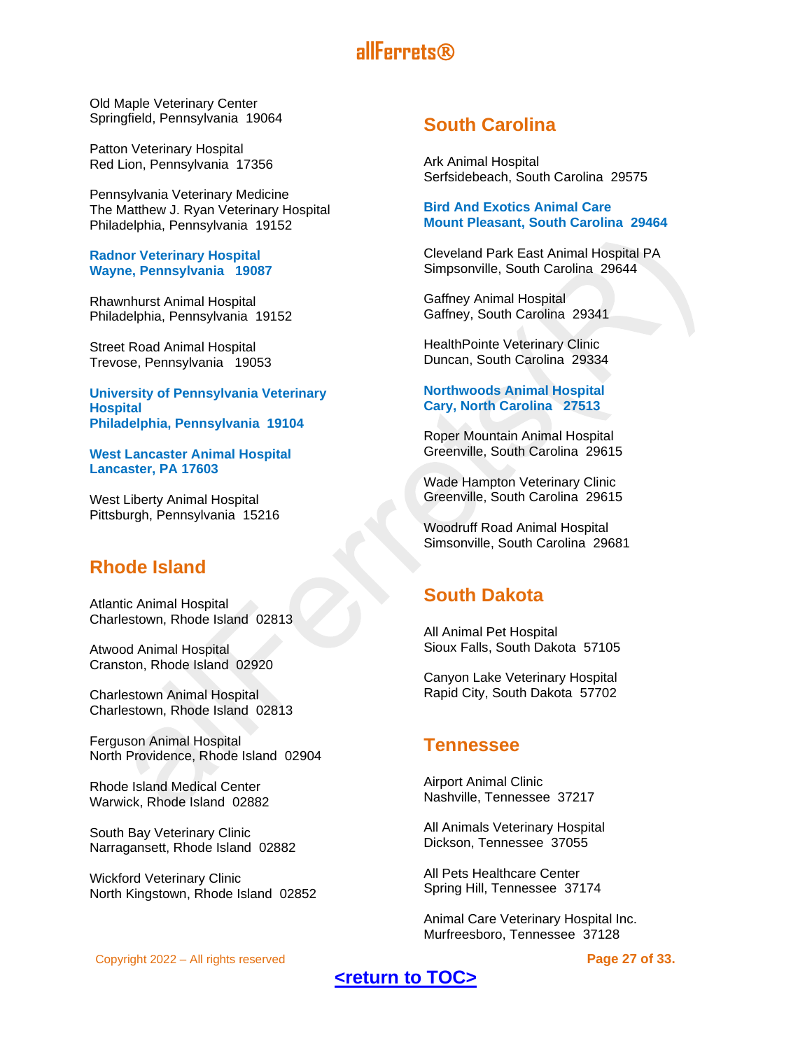Old Maple Veterinary Center
Springfield, Pennsylvania 19064

Patton Veterinary Hospital
Red Lion, Pennsylvania 17356

Pennsylvania Veterinary Medicine
The Matthew J. Ryan Veterinary Hospital
Philadelphia, Pennsylvania 19152

**Radnor Veterinary Hospital**
**Wayne, Pennsylvania 19087**

Rhawnhurst Animal Hospital
Philadelphia, Pennsylvania 19152

Street Road Animal Hospital
Trevose, Pennsylvania 19053

**University of Pennsylvania Veterinary Hospital**
**Philadelphia, Pennsylvania 19104**

**West Lancaster Animal Hospital**
**Lancaster, PA 17603**

West Liberty Animal Hospital
Pittsburgh, Pennsylvania 15216

## Rhode Island

Atlantic Animal Hospital
Charlestown, Rhode Island 02813

Atwood Animal Hospital
Cranston, Rhode Island 02920

Charlestown Animal Hospital
Charlestown, Rhode Island 02813

Ferguson Animal Hospital
North Providence, Rhode Island 02904

Rhode Island Medical Center
Warwick, Rhode Island 02882

South Bay Veterinary Clinic
Narragansett, Rhode Island 02882

Wickford Veterinary Clinic
North Kingstown, Rhode Island 02852

## South Carolina

Ark Animal Hospital
Serfsidebeach, South Carolina 29575

**Bird And Exotics Animal Care**
**Mount Pleasant, South Carolina 29464**

Cleveland Park East Animal Hospital PA
Simpsonville, South Carolina 29644

Gaffney Animal Hospital
Gaffney, South Carolina 29341

HealthPointe Veterinary Clinic
Duncan, South Carolina 29334

**Northwoods Animal Hospital**
**Cary, North Carolina 27513**

Roper Mountain Animal Hospital
Greenville, South Carolina 29615

Wade Hampton Veterinary Clinic
Greenville, South Carolina 29615

Woodruff Road Animal Hospital
Simsonville, South Carolina 29681

## South Dakota

All Animal Pet Hospital
Sioux Falls, South Dakota 57105

Canyon Lake Veterinary Hospital
Rapid City, South Dakota 57702

## Tennessee

Airport Animal Clinic
Nashville, Tennessee 37217

All Animals Veterinary Hospital
Dickson, Tennessee 37055

All Pets Healthcare Center
Spring Hill, Tennessee 37174

Animal Care Veterinary Hospital Inc.
Murfreesboro, Tennessee 37128

Copyright 2022 – All rights reserved

**<return to TOC>**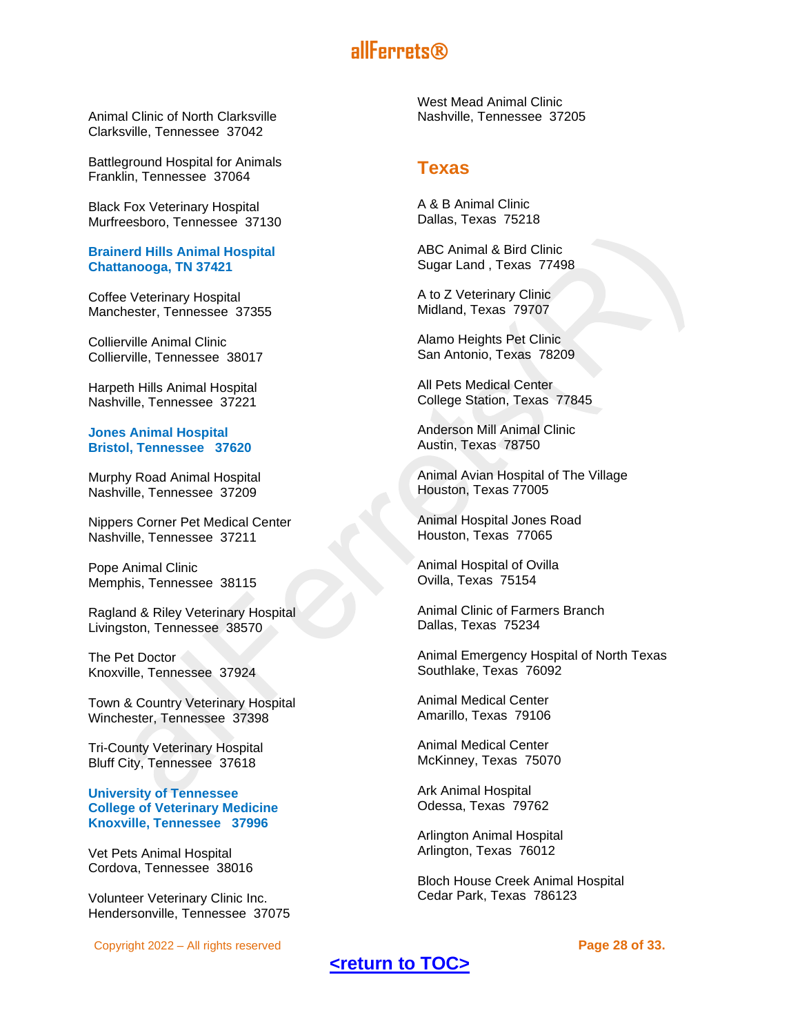Animal Clinic of North Clarksville
Clarksville, Tennessee 37042

Battleground Hospital for Animals
Franklin, Tennessee 37064

Black Fox Veterinary Hospital
Murfreesboro, Tennessee 37130

**Brainerd Hills Animal Hospital**
**Chattanooga, TN 37421**

Coffee Veterinary Hospital
Manchester, Tennessee 37355

Collierville Animal Clinic
Collierville, Tennessee 38017

Harpeth Hills Animal Hospital
Nashville, Tennessee 37221

**Jones Animal Hospital**
**Bristol, Tennessee 37620**

Murphy Road Animal Hospital
Nashville, Tennessee 37209

Nippers Corner Pet Medical Center
Nashville, Tennessee 37211

Pope Animal Clinic
Memphis, Tennessee 38115

Ragland & Riley Veterinary Hospital
Livingston, Tennessee 38570

The Pet Doctor
Knoxville, Tennessee 37924

Town & Country Veterinary Hospital
Winchester, Tennessee 37398

Tri-County Veterinary Hospital
Bluff City, Tennessee 37618

**University of Tennessee**
**College of Veterinary Medicine**
**Knoxville, Tennessee 37996**

Vet Pets Animal Hospital
Cordova, Tennessee 38016

Volunteer Veterinary Clinic Inc.
Hendersonville, Tennessee 37075

West Mead Animal Clinic
Nashville, Tennessee 37205

## Texas

A & B Animal Clinic
Dallas, Texas 75218

ABC Animal & Bird Clinic
Sugar Land , Texas 77498

A to Z Veterinary Clinic
Midland, Texas 79707

Alamo Heights Pet Clinic
San Antonio, Texas 78209

All Pets Medical Center
College Station, Texas 77845

Anderson Mill Animal Clinic
Austin, Texas 78750

Animal Avian Hospital of The Village
Houston, Texas 77005

Animal Hospital Jones Road
Houston, Texas 77065

Animal Hospital of Ovilla
Ovilla, Texas 75154

Animal Clinic of Farmers Branch
Dallas, Texas 75234

Animal Emergency Hospital of North Texas
Southlake, Texas 76092

Animal Medical Center
Amarillo, Texas 79106

Animal Medical Center
McKinney, Texas 75070

Ark Animal Hospital
Odessa, Texas 79762

Arlington Animal Hospital
Arlington, Texas 76012

Bloch House Creek Animal Hospital
Cedar Park, Texas 786123

Copyright 2022 – All rights reserved

<return to TOC>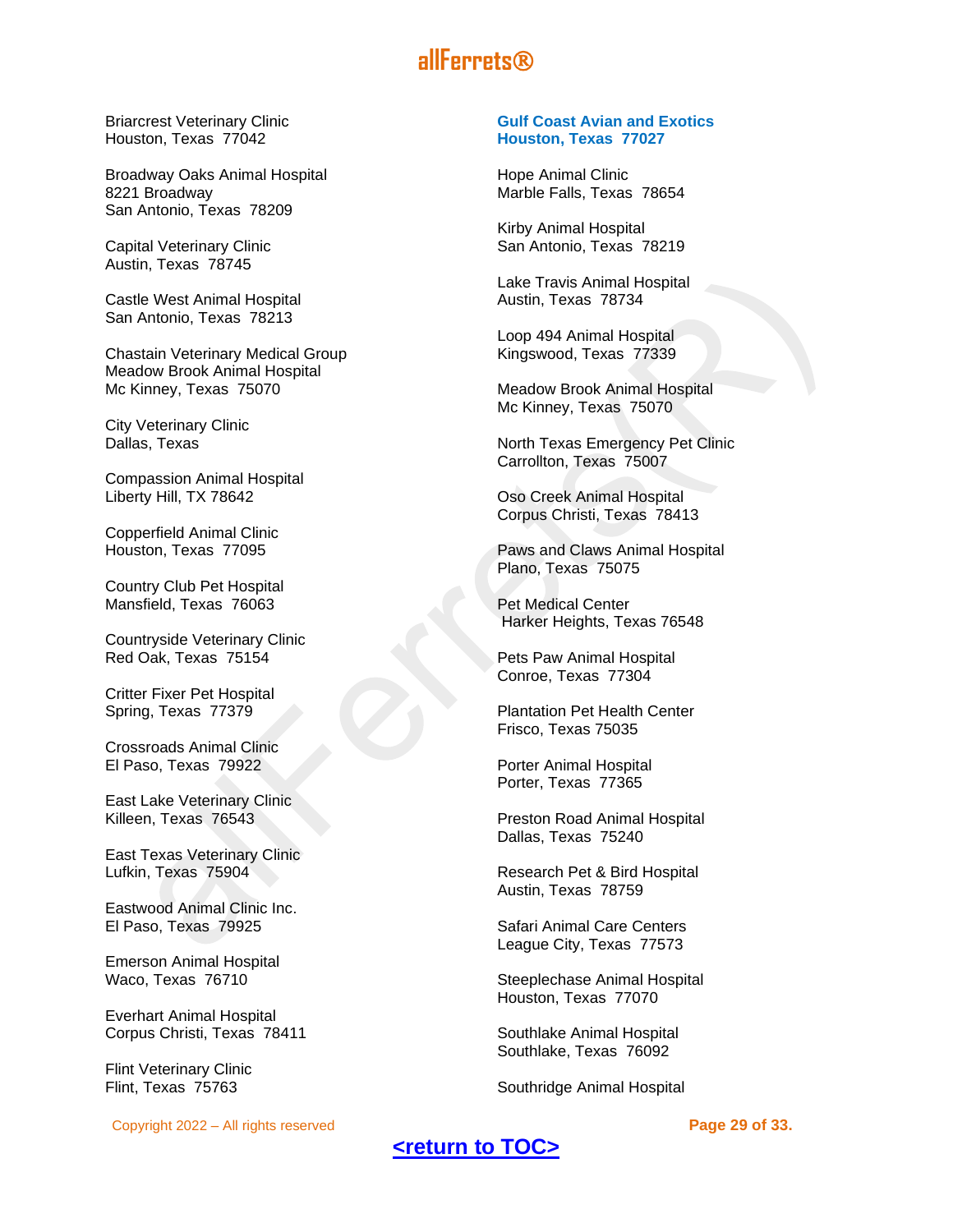Briarcrest Veterinary Clinic
Houston, Texas 77042

Broadway Oaks Animal Hospital
8221 Broadway
San Antonio, Texas 78209

Capital Veterinary Clinic
Austin, Texas 78745

Castle West Animal Hospital
San Antonio, Texas 78213

Chastain Veterinary Medical Group
Meadow Brook Animal Hospital
Mc Kinney, Texas 75070

City Veterinary Clinic
Dallas, Texas

Compassion Animal Hospital
Liberty Hill, TX 78642

Copperfield Animal Clinic
Houston, Texas 77095

Country Club Pet Hospital
Mansfield, Texas 76063

Countryside Veterinary Clinic
Red Oak, Texas 75154

Critter Fixer Pet Hospital
Spring, Texas 77379

Crossroads Animal Clinic
El Paso, Texas 79922

East Lake Veterinary Clinic
Killeen, Texas 76543

East Texas Veterinary Clinic
Lufkin, Texas 75904

Eastwood Animal Clinic Inc.
El Paso, Texas 79925

Emerson Animal Hospital
Waco, Texas 76710

Everhart Animal Hospital
Corpus Christi, Texas 78411

Flint Veterinary Clinic
Flint, Texas 75763

**Gulf Coast Avian and Exotics**
**Houston, Texas 77027**

Hope Animal Clinic
Marble Falls, Texas 78654

Kirby Animal Hospital
San Antonio, Texas 78219

Lake Travis Animal Hospital
Austin, Texas 78734

Loop 494 Animal Hospital
Kingswood, Texas 77339

Meadow Brook Animal Hospital
Mc Kinney, Texas 75070

North Texas Emergency Pet Clinic
Carrollton, Texas 75007

Oso Creek Animal Hospital
Corpus Christi, Texas 78413

Paws and Claws Animal Hospital
Plano, Texas 75075

Pet Medical Center
Harker Heights, Texas 76548

Pets Paw Animal Hospital
Conroe, Texas 77304

Plantation Pet Health Center
Frisco, Texas 75035

Porter Animal Hospital
Porter, Texas 77365

Preston Road Animal Hospital
Dallas, Texas 75240

Research Pet & Bird Hospital
Austin, Texas 78759

Safari Animal Care Centers
League City, Texas 77573

Steeplechase Animal Hospital
Houston, Texas 77070

Southlake Animal Hospital
Southlake, Texas 76092

Southridge Animal Hospital

[<return to TOC>]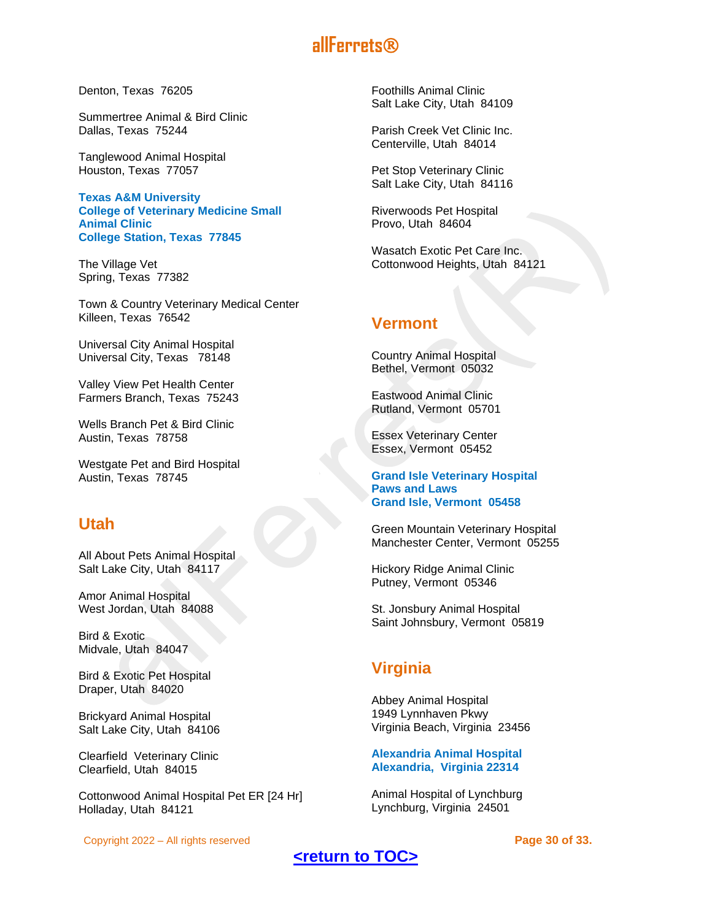Denton, Texas  76205

Summertree Animal & Bird Clinic
Dallas, Texas  75244

Tanglewood Animal Hospital
Houston, Texas  77057

**Texas A&M University**
**College of Veterinary Medicine Small Animal Clinic**
**College Station, Texas  77845**

The Village Vet
Spring, Texas  77382

Town & Country Veterinary Medical Center
Killeen, Texas  76542

Universal City Animal Hospital
Universal City, Texas  78148

Valley View Pet Health Center
Farmers Branch, Texas  75243

Wells Branch Pet & Bird Clinic
Austin, Texas  78758

Westgate Pet and Bird Hospital
Austin, Texas  78745

## Utah

All About Pets Animal Hospital
Salt Lake City, Utah  84117

Amor Animal Hospital
West Jordan, Utah  84088

Bird & Exotic
Midvale, Utah  84047

Bird & Exotic Pet Hospital
Draper, Utah  84020

Brickyard Animal Hospital
Salt Lake City, Utah  84106

Clearfield  Veterinary Clinic
Clearfield, Utah  84015

Cottonwood Animal Hospital Pet ER [24 Hr]
Holladay, Utah  84121

Foothills Animal Clinic
Salt Lake City, Utah  84109

Parish Creek Vet Clinic Inc.
Centerville, Utah  84014

Pet Stop Veterinary Clinic
Salt Lake City, Utah  84116

Riverwoods Pet Hospital
Provo, Utah  84604

Wasatch Exotic Pet Care Inc.
Cottonwood Heights, Utah  84121

## Vermont

Country Animal Hospital
Bethel, Vermont  05032

Eastwood Animal Clinic
Rutland, Vermont  05701

Essex Veterinary Center
Essex, Vermont  05452

**Grand Isle Veterinary Hospital**
**Paws and Laws**
**Grand Isle, Vermont  05458**

Green Mountain Veterinary Hospital
Manchester Center, Vermont  05255

Hickory Ridge Animal Clinic
Putney, Vermont  05346

St. Jonsbury Animal Hospital
Saint Johnsbury, Vermont  05819

## Virginia

Abbey Animal Hospital
1949 Lynnhaven Pkwy
Virginia Beach, Virginia  23456

**Alexandria Animal Hospital**
**Alexandria,  Virginia 22314**

Animal Hospital of Lynchburg
Lynchburg, Virginia  24501

<return to TOC>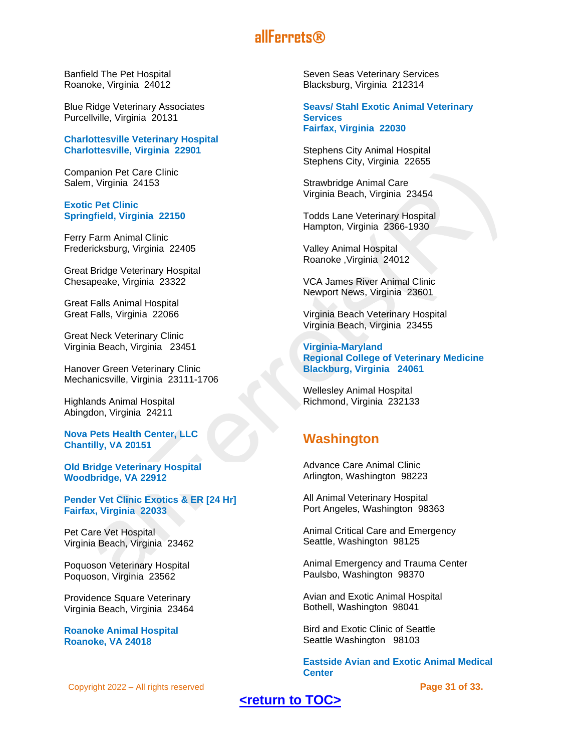Banfield The Pet Hospital
Roanoke, Virginia  24012

Blue Ridge Veterinary Associates
Purcellville, Virginia  20131

**Charlottesville Veterinary Hospital**
**Charlottesville, Virginia  22901**

Companion Pet Care Clinic
Salem, Virginia  24153

**Exotic Pet Clinic**
**Springfield, Virginia  22150**

Ferry Farm Animal Clinic
Fredericksburg, Virginia  22405

Great Bridge Veterinary Hospital
Chesapeake, Virginia  23322

Great Falls Animal Hospital
Great Falls, Virginia  22066

Great Neck Veterinary Clinic
Virginia Beach, Virginia   23451

Hanover Green Veterinary Clinic
Mechanicsville, Virginia  23111-1706

Highlands Animal Hospital
Abingdon, Virginia  24211

**Nova Pets Health Center, LLC**
**Chantilly, VA 20151**

**Old Bridge Veterinary Hospital**
**Woodbridge, VA 22912**

**Pender Vet Clinic Exotics & ER [24 Hr]**
**Fairfax, Virginia  22033**

Pet Care Vet Hospital
Virginia Beach, Virginia  23462

Poquoson Veterinary Hospital
Poquoson, Virginia  23562

Providence Square Veterinary
Virginia Beach, Virginia  23464

**Roanoke Animal Hospital**
**Roanoke, VA 24018**

Seven Seas Veterinary Services
Blacksburg, Virginia  212314

**Seavs/ Stahl Exotic Animal Veterinary Services**
**Fairfax, Virginia  22030**

Stephens City Animal Hospital
Stephens City, Virginia  22655

Strawbridge Animal Care
Virginia Beach, Virginia  23454

Todds Lane Veterinary Hospital
Hampton, Virginia  2366-1930

Valley Animal Hospital
Roanoke ,Virginia  24012

VCA James River Animal Clinic
Newport News, Virginia  23601

Virginia Beach Veterinary Hospital
Virginia Beach, Virginia  23455

**Virginia-Maryland**
**Regional College of Veterinary Medicine**
**Blackburg, Virginia   24061**

Wellesley Animal Hospital
Richmond, Virginia  232133

## Washington

Advance Care Animal Clinic
Arlington, Washington  98223

All Animal Veterinary Hospital
Port Angeles, Washington  98363

Animal Critical Care and Emergency
Seattle, Washington  98125

Animal Emergency and Trauma Center
Paulsbo, Washington  98370

Avian and Exotic Animal Hospital
Bothell, Washington  98041

Bird and Exotic Clinic of Seattle
Seattle Washington   98103

**Eastside Avian and Exotic Animal Medical Center**

<return to TOC>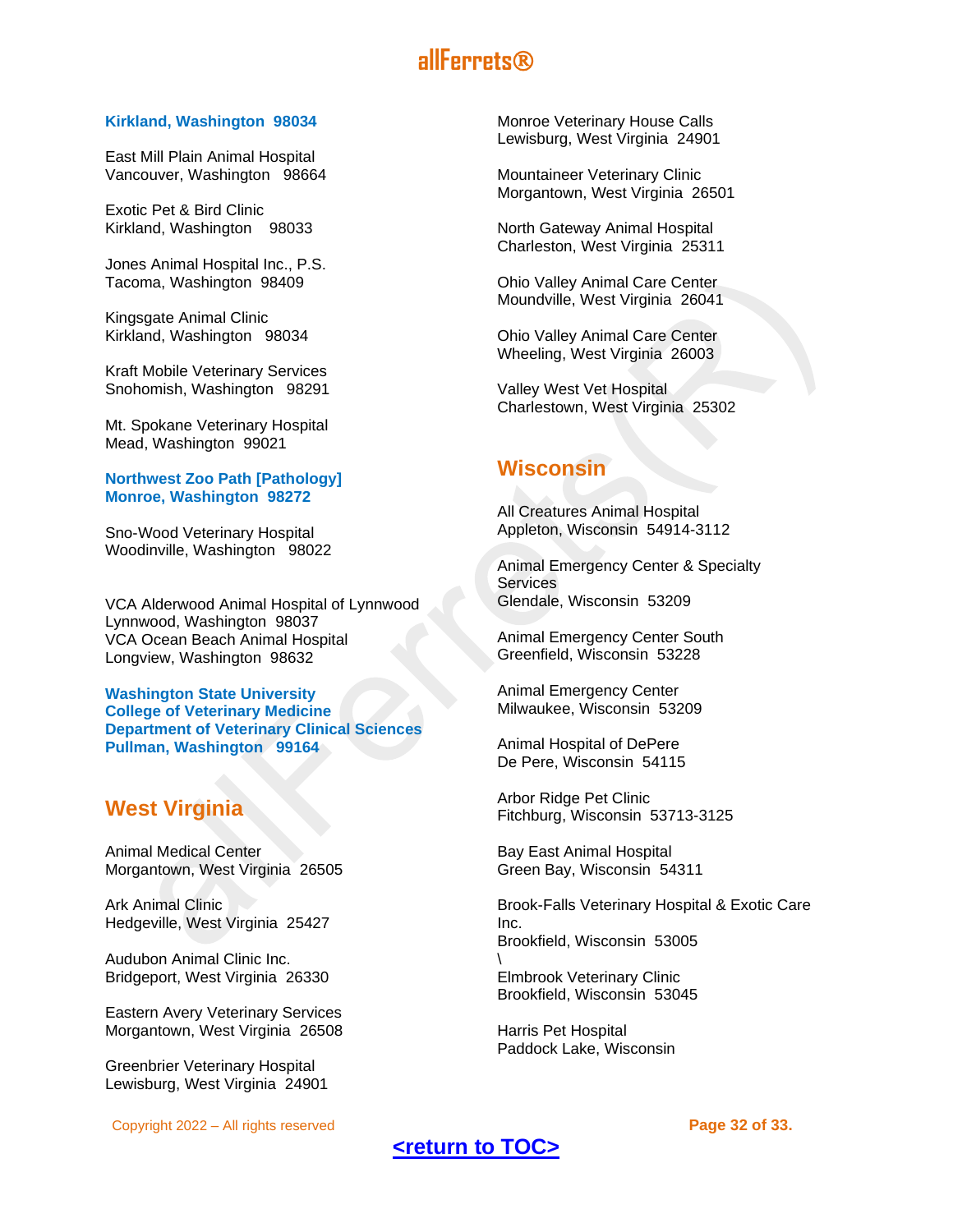**Kirkland, Washington  98034**

East Mill Plain Animal Hospital
Vancouver, Washington   98664

Exotic Pet & Bird Clinic
Kirkland, Washington   98033

Jones Animal Hospital Inc., P.S.
Tacoma, Washington  98409

Kingsgate Animal Clinic
Kirkland, Washington   98034

Kraft Mobile Veterinary Services
Snohomish, Washington   98291

Mt. Spokane Veterinary Hospital
Mead, Washington  99021

**Northwest Zoo Path [Pathology]**
**Monroe, Washington  98272**

Sno-Wood Veterinary Hospital
Woodinville, Washington   98022

VCA Alderwood Animal Hospital of Lynnwood
Lynnwood, Washington  98037
VCA Ocean Beach Animal Hospital
Longview, Washington  98632

**Washington State University**
**College of Veterinary Medicine**
**Department of Veterinary Clinical Sciences**
**Pullman, Washington   99164**

## West Virginia

Animal Medical Center
Morgantown, West Virginia  26505

Ark Animal Clinic
Hedgeville, West Virginia  25427

Audubon Animal Clinic Inc.
Bridgeport, West Virginia  26330

Eastern Avery Veterinary Services
Morgantown, West Virginia  26508

Greenbrier Veterinary Hospital
Lewisburg, West Virginia  24901

Monroe Veterinary House Calls
Lewisburg, West Virginia  24901

Mountaineer Veterinary Clinic
Morgantown, West Virginia  26501

North Gateway Animal Hospital
Charleston, West Virginia  25311

Ohio Valley Animal Care Center
Moundville, West Virginia  26041

Ohio Valley Animal Care Center
Wheeling, West Virginia  26003

Valley West Vet Hospital
Charlestown, West Virginia  25302

## Wisconsin

All Creatures Animal Hospital
Appleton, Wisconsin  54914-3112

Animal Emergency Center & Specialty Services
Glendale, Wisconsin  53209

Animal Emergency Center South
Greenfield, Wisconsin  53228

Animal Emergency Center
Milwaukee, Wisconsin  53209

Animal Hospital of DePere
De Pere, Wisconsin  54115

Arbor Ridge Pet Clinic
Fitchburg, Wisconsin  53713-3125

Bay East Animal Hospital
Green Bay, Wisconsin  54311

Brook-Falls Veterinary Hospital & Exotic Care Inc.
Brookfield, Wisconsin  53005
\
Elmbrook Veterinary Clinic
Brookfield, Wisconsin  53045

Harris Pet Hospital
Paddock Lake, Wisconsin

<return to TOC>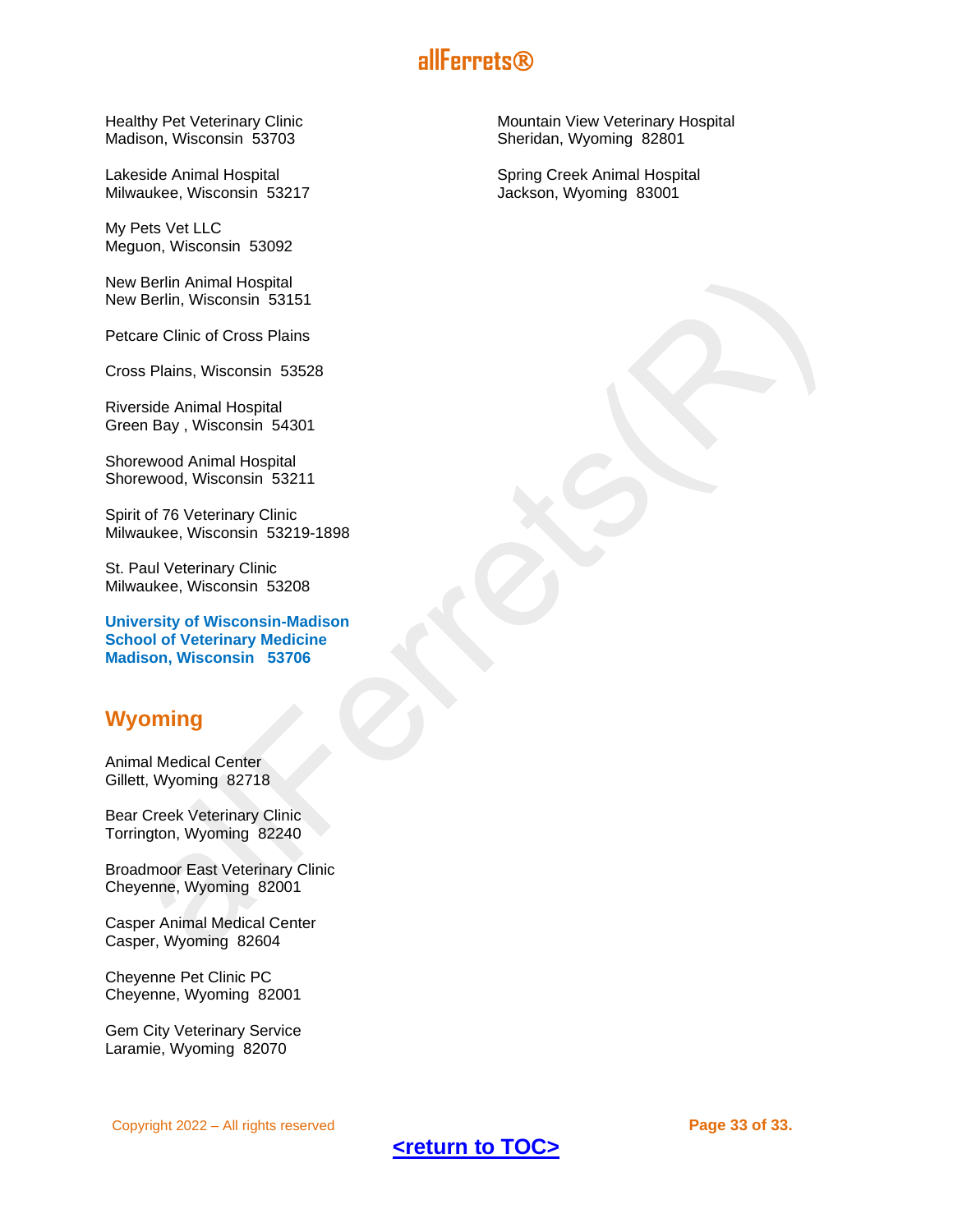Healthy Pet Veterinary Clinic
Madison, Wisconsin 53703

Lakeside Animal Hospital
Milwaukee, Wisconsin 53217

My Pets Vet LLC
Meguon, Wisconsin 53092

New Berlin Animal Hospital
New Berlin, Wisconsin 53151

Petcare Clinic of Cross Plains

Cross Plains, Wisconsin 53528

Riverside Animal Hospital
Green Bay , Wisconsin 54301

Shorewood Animal Hospital
Shorewood, Wisconsin 53211

Spirit of 76 Veterinary Clinic
Milwaukee, Wisconsin 53219-1898

St. Paul Veterinary Clinic
Milwaukee, Wisconsin 53208

**University of Wisconsin-Madison**
**School of Veterinary Medicine**
**Madison, Wisconsin 53706**

## Wyoming

Animal Medical Center
Gillett, Wyoming 82718

Bear Creek Veterinary Clinic
Torrington, Wyoming 82240

Broadmoor East Veterinary Clinic
Cheyenne, Wyoming 82001

Casper Animal Medical Center
Casper, Wyoming 82604

Cheyenne Pet Clinic PC
Cheyenne, Wyoming 82001

Gem City Veterinary Service
Laramie, Wyoming 82070

Mountain View Veterinary Hospital
Sheridan, Wyoming 82801

Spring Creek Animal Hospital
Jackson, Wyoming 83001

Copyright 2022 – All rights reserved

<return to TOC>